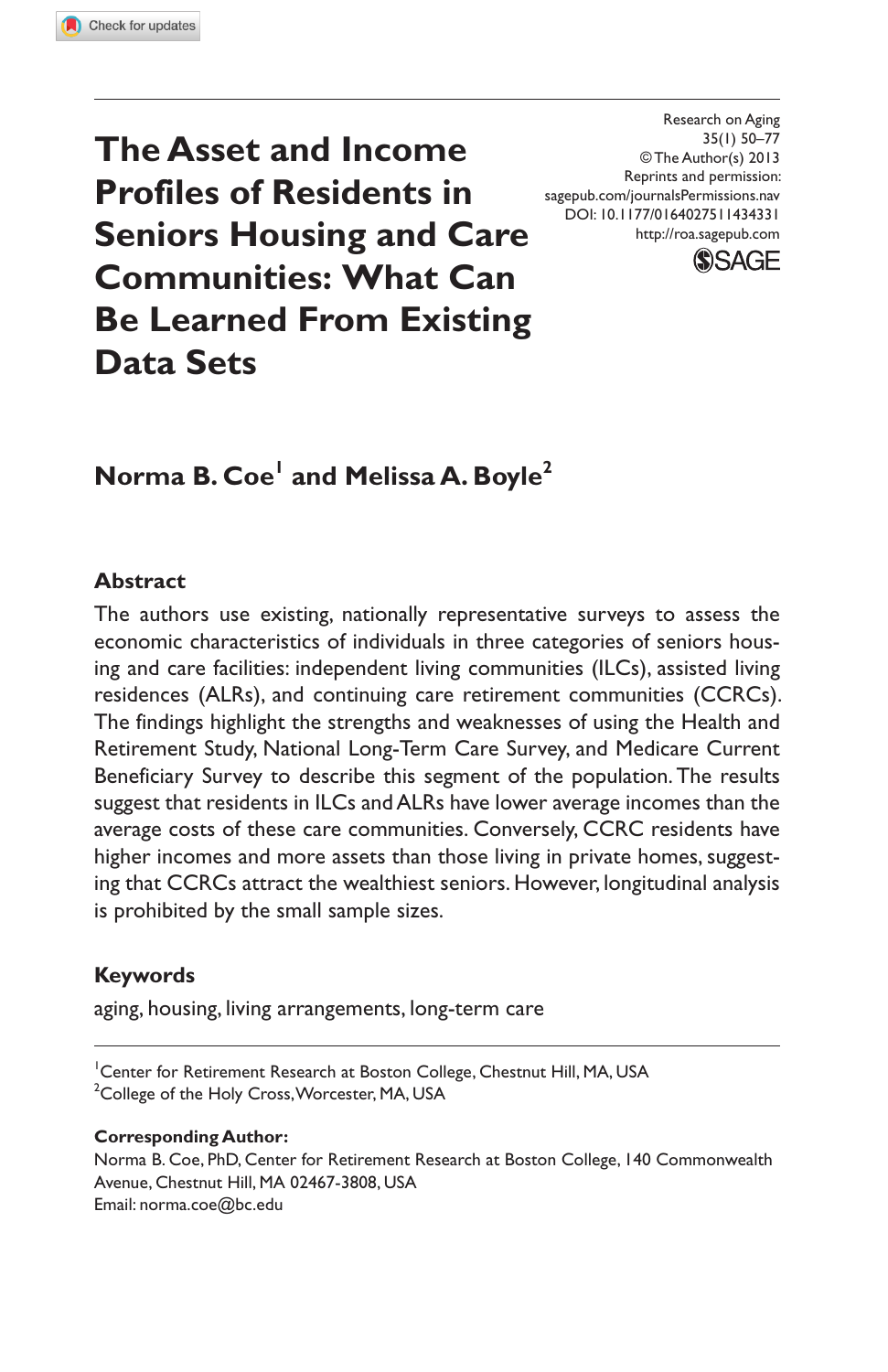Research on Aging
35(1) 50–77
© The Author(s) 2013
Reprints and permission:
sagepub.com/journalsPermissions.nav
DOI: 10.1177/0164027511434331
http://roa.sagepub.com

# The Asset and Income Profiles of Residents in Seniors Housing and Care Communities: What Can Be Learned From Existing Data Sets

**Norma B. Coe[1] and Melissa A. Boyle[2]**

## Abstract

The authors use existing, nationally representative surveys to assess the economic characteristics of individuals in three categories of seniors housing and care facilities: independent living communities (ILCs), assisted living residences (ALRs), and continuing care retirement communities (CCRCs). The findings highlight the strengths and weaknesses of using the Health and Retirement Study, National Long-Term Care Survey, and Medicare Current Beneficiary Survey to describe this segment of the population. The results suggest that residents in ILCs and ALRs have lower average incomes than the average costs of these care communities. Conversely, CCRC residents have higher incomes and more assets than those living in private homes, suggesting that CCRCs attract the wealthiest seniors. However, longitudinal analysis is prohibited by the small sample sizes.

## Keywords

aging, housing, living arrangements, long-term care

[1]Center for Retirement Research at Boston College, Chestnut Hill, MA, USA
[2]College of the Holy Cross, Worcester, MA, USA

**Corresponding Author:**
Norma B. Coe, PhD, Center for Retirement Research at Boston College, 140 Commonwealth Avenue, Chestnut Hill, MA 02467-3808, USA
Email: norma.coe@bc.edu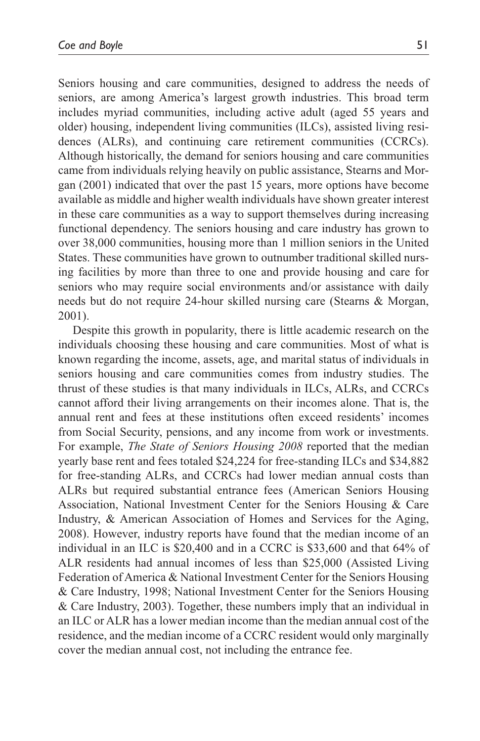Seniors housing and care communities, designed to address the needs of seniors, are among America's largest growth industries. This broad term includes myriad communities, including active adult (aged 55 years and older) housing, independent living communities (ILCs), assisted living residences (ALRs), and continuing care retirement communities (CCRCs). Although historically, the demand for seniors housing and care communities came from individuals relying heavily on public assistance, Stearns and Morgan (2001) indicated that over the past 15 years, more options have become available as middle and higher wealth individuals have shown greater interest in these care communities as a way to support themselves during increasing functional dependency. The seniors housing and care industry has grown to over 38,000 communities, housing more than 1 million seniors in the United States. These communities have grown to outnumber traditional skilled nursing facilities by more than three to one and provide housing and care for seniors who may require social environments and/or assistance with daily needs but do not require 24-hour skilled nursing care (Stearns & Morgan, 2001).

Despite this growth in popularity, there is little academic research on the individuals choosing these housing and care communities. Most of what is known regarding the income, assets, age, and marital status of individuals in seniors housing and care communities comes from industry studies. The thrust of these studies is that many individuals in ILCs, ALRs, and CCRCs cannot afford their living arrangements on their incomes alone. That is, the annual rent and fees at these institutions often exceed residents' incomes from Social Security, pensions, and any income from work or investments. For example, *The State of Seniors Housing 2008* reported that the median yearly base rent and fees totaled $24,224 for free-standing ILCs and $34,882 for free-standing ALRs, and CCRCs had lower median annual costs than ALRs but required substantial entrance fees (American Seniors Housing Association, National Investment Center for the Seniors Housing & Care Industry, & American Association of Homes and Services for the Aging, 2008). However, industry reports have found that the median income of an individual in an ILC is $20,400 and in a CCRC is $33,600 and that 64% of ALR residents had annual incomes of less than $25,000 (Assisted Living Federation of America & National Investment Center for the Seniors Housing & Care Industry, 1998; National Investment Center for the Seniors Housing & Care Industry, 2003). Together, these numbers imply that an individual in an ILC or ALR has a lower median income than the median annual cost of the residence, and the median income of a CCRC resident would only marginally cover the median annual cost, not including the entrance fee.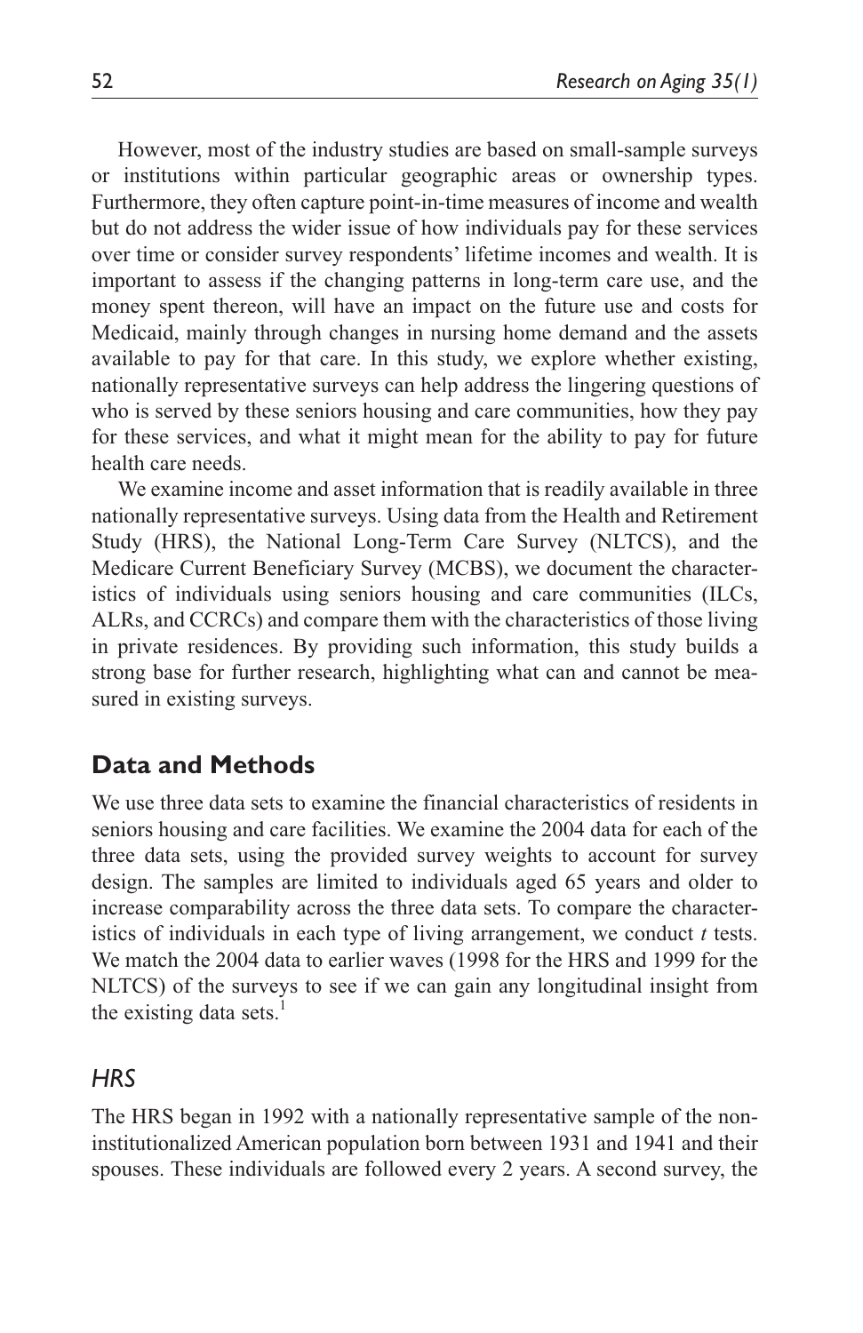However, most of the industry studies are based on small-sample surveys or institutions within particular geographic areas or ownership types. Furthermore, they often capture point-in-time measures of income and wealth but do not address the wider issue of how individuals pay for these services over time or consider survey respondents' lifetime incomes and wealth. It is important to assess if the changing patterns in long-term care use, and the money spent thereon, will have an impact on the future use and costs for Medicaid, mainly through changes in nursing home demand and the assets available to pay for that care. In this study, we explore whether existing, nationally representative surveys can help address the lingering questions of who is served by these seniors housing and care communities, how they pay for these services, and what it might mean for the ability to pay for future health care needs.

We examine income and asset information that is readily available in three nationally representative surveys. Using data from the Health and Retirement Study (HRS), the National Long-Term Care Survey (NLTCS), and the Medicare Current Beneficiary Survey (MCBS), we document the characteristics of individuals using seniors housing and care communities (ILCs, ALRs, and CCRCs) and compare them with the characteristics of those living in private residences. By providing such information, this study builds a strong base for further research, highlighting what can and cannot be measured in existing surveys.

## Data and Methods

We use three data sets to examine the financial characteristics of residents in seniors housing and care facilities. We examine the 2004 data for each of the three data sets, using the provided survey weights to account for survey design. The samples are limited to individuals aged 65 years and older to increase comparability across the three data sets. To compare the characteristics of individuals in each type of living arrangement, we conduct *t* tests. We match the 2004 data to earlier waves (1998 for the HRS and 1999 for the NLTCS) of the surveys to see if we can gain any longitudinal insight from the existing data sets.[1]

### *HRS*

The HRS began in 1992 with a nationally representative sample of the non-institutionalized American population born between 1931 and 1941 and their spouses. These individuals are followed every 2 years. A second survey, the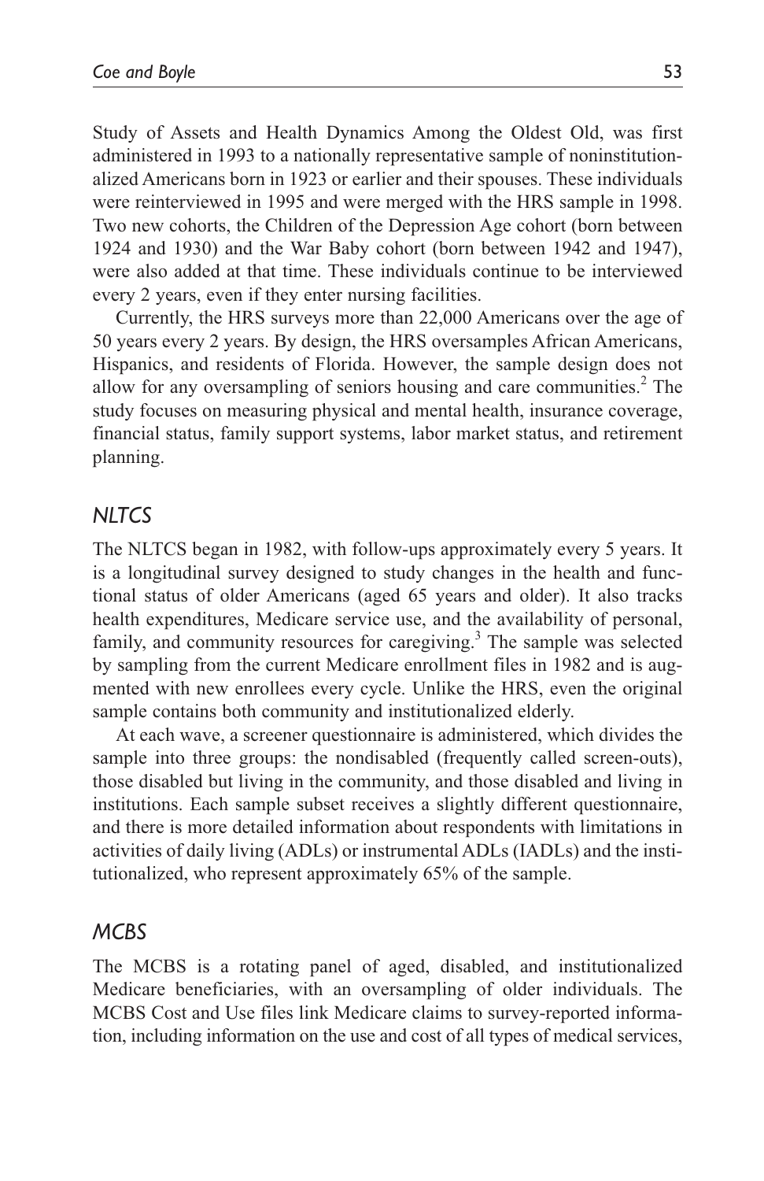Study of Assets and Health Dynamics Among the Oldest Old, was first administered in 1993 to a nationally representative sample of noninstitutionalized Americans born in 1923 or earlier and their spouses. These individuals were reinterviewed in 1995 and were merged with the HRS sample in 1998. Two new cohorts, the Children of the Depression Age cohort (born between 1924 and 1930) and the War Baby cohort (born between 1942 and 1947), were also added at that time. These individuals continue to be interviewed every 2 years, even if they enter nursing facilities.

Currently, the HRS surveys more than 22,000 Americans over the age of 50 years every 2 years. By design, the HRS oversamples African Americans, Hispanics, and residents of Florida. However, the sample design does not allow for any oversampling of seniors housing and care communities.[2] The study focuses on measuring physical and mental health, insurance coverage, financial status, family support systems, labor market status, and retirement planning.

## *NLTCS*

The NLTCS began in 1982, with follow-ups approximately every 5 years. It is a longitudinal survey designed to study changes in the health and functional status of older Americans (aged 65 years and older). It also tracks health expenditures, Medicare service use, and the availability of personal, family, and community resources for caregiving.[3] The sample was selected by sampling from the current Medicare enrollment files in 1982 and is augmented with new enrollees every cycle. Unlike the HRS, even the original sample contains both community and institutionalized elderly.

At each wave, a screener questionnaire is administered, which divides the sample into three groups: the nondisabled (frequently called screen-outs), those disabled but living in the community, and those disabled and living in institutions. Each sample subset receives a slightly different questionnaire, and there is more detailed information about respondents with limitations in activities of daily living (ADLs) or instrumental ADLs (IADLs) and the institutionalized, who represent approximately 65% of the sample.

## *MCBS*

The MCBS is a rotating panel of aged, disabled, and institutionalized Medicare beneficiaries, with an oversampling of older individuals. The MCBS Cost and Use files link Medicare claims to survey-reported information, including information on the use and cost of all types of medical services,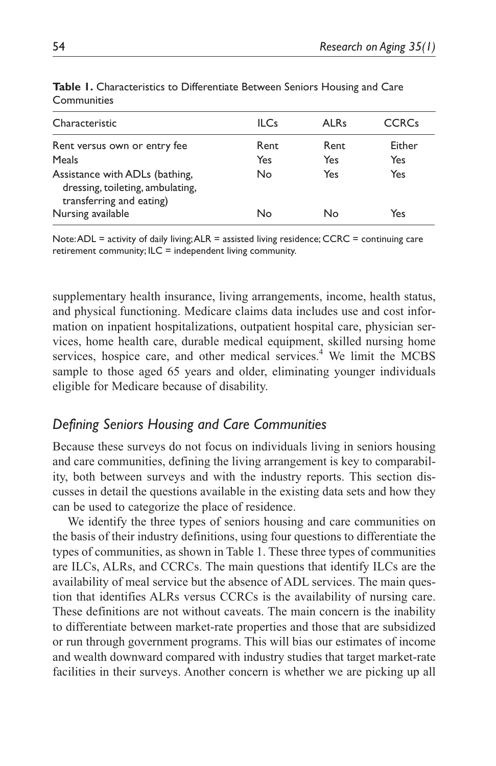**Table 1.** Characteristics to Differentiate Between Seniors Housing and Care Communities

| Characteristic | ILCs | ALRs | CCRCs |
|---|---|---|---|
| Rent versus own or entry fee | Rent | Rent | Either |
| Meals | Yes | Yes | Yes |
| Assistance with ADLs (bathing, dressing, toileting, ambulating, transferring and eating) | No | Yes | Yes |
| Nursing available | No | No | Yes |

Note: ADL = activity of daily living; ALR = assisted living residence; CCRC = continuing care retirement community; ILC = independent living community.

supplementary health insurance, living arrangements, income, health status, and physical functioning. Medicare claims data includes use and cost information on inpatient hospitalizations, outpatient hospital care, physician services, home health care, durable medical equipment, skilled nursing home services, hospice care, and other medical services.[4] We limit the MCBS sample to those aged 65 years and older, eliminating younger individuals eligible for Medicare because of disability.

## *Defining Seniors Housing and Care Communities*

Because these surveys do not focus on individuals living in seniors housing and care communities, defining the living arrangement is key to comparability, both between surveys and with the industry reports. This section discusses in detail the questions available in the existing data sets and how they can be used to categorize the place of residence.

We identify the three types of seniors housing and care communities on the basis of their industry definitions, using four questions to differentiate the types of communities, as shown in Table 1. These three types of communities are ILCs, ALRs, and CCRCs. The main questions that identify ILCs are the availability of meal service but the absence of ADL services. The main question that identifies ALRs versus CCRCs is the availability of nursing care. These definitions are not without caveats. The main concern is the inability to differentiate between market-rate properties and those that are subsidized or run through government programs. This will bias our estimates of income and wealth downward compared with industry studies that target market-rate facilities in their surveys. Another concern is whether we are picking up all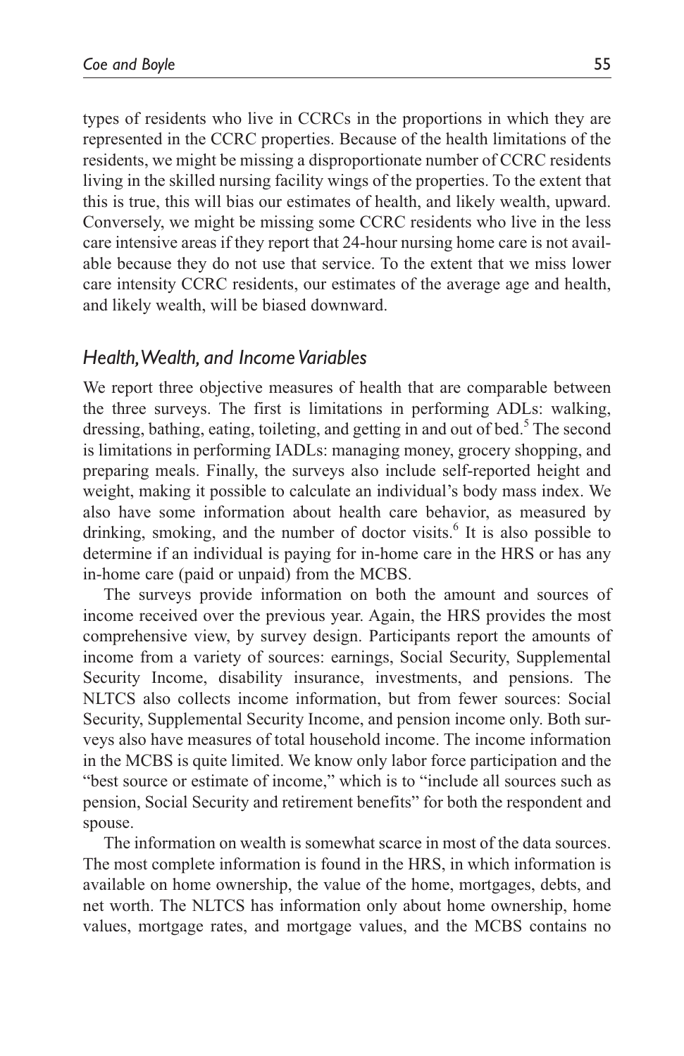types of residents who live in CCRCs in the proportions in which they are represented in the CCRC properties. Because of the health limitations of the residents, we might be missing a disproportionate number of CCRC residents living in the skilled nursing facility wings of the properties. To the extent that this is true, this will bias our estimates of health, and likely wealth, upward. Conversely, we might be missing some CCRC residents who live in the less care intensive areas if they report that 24-hour nursing home care is not available because they do not use that service. To the extent that we miss lower care intensity CCRC residents, our estimates of the average age and health, and likely wealth, will be biased downward.

## *Health, Wealth, and Income Variables*

We report three objective measures of health that are comparable between the three surveys. The first is limitations in performing ADLs: walking, dressing, bathing, eating, toileting, and getting in and out of bed.[5] The second is limitations in performing IADLs: managing money, grocery shopping, and preparing meals. Finally, the surveys also include self-reported height and weight, making it possible to calculate an individual's body mass index. We also have some information about health care behavior, as measured by drinking, smoking, and the number of doctor visits.[6] It is also possible to determine if an individual is paying for in-home care in the HRS or has any in-home care (paid or unpaid) from the MCBS.

The surveys provide information on both the amount and sources of income received over the previous year. Again, the HRS provides the most comprehensive view, by survey design. Participants report the amounts of income from a variety of sources: earnings, Social Security, Supplemental Security Income, disability insurance, investments, and pensions. The NLTCS also collects income information, but from fewer sources: Social Security, Supplemental Security Income, and pension income only. Both surveys also have measures of total household income. The income information in the MCBS is quite limited. We know only labor force participation and the "best source or estimate of income," which is to "include all sources such as pension, Social Security and retirement benefits" for both the respondent and spouse.

The information on wealth is somewhat scarce in most of the data sources. The most complete information is found in the HRS, in which information is available on home ownership, the value of the home, mortgages, debts, and net worth. The NLTCS has information only about home ownership, home values, mortgage rates, and mortgage values, and the MCBS contains no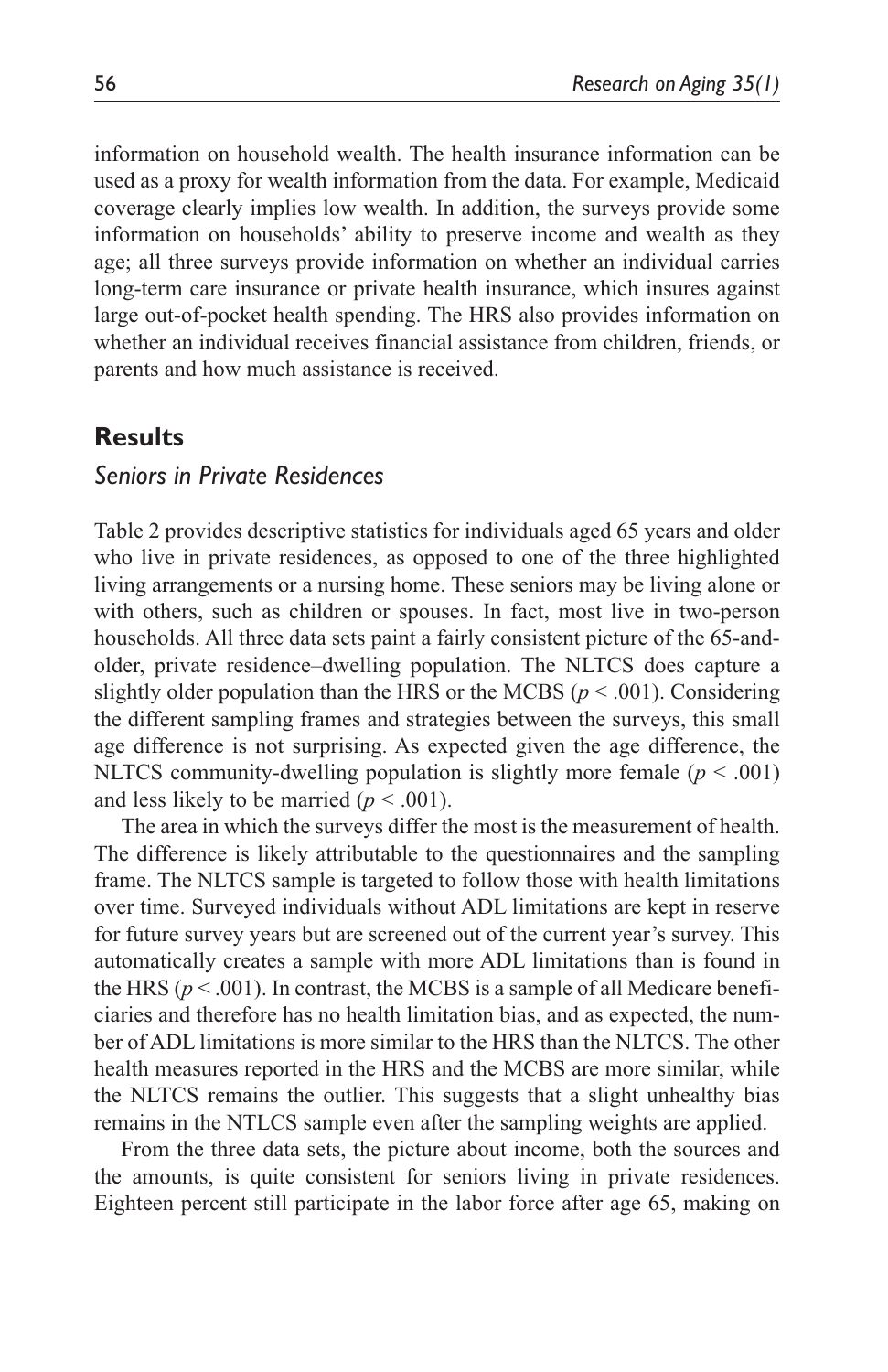information on household wealth. The health insurance information can be used as a proxy for wealth information from the data. For example, Medicaid coverage clearly implies low wealth. In addition, the surveys provide some information on households' ability to preserve income and wealth as they age; all three surveys provide information on whether an individual carries long-term care insurance or private health insurance, which insures against large out-of-pocket health spending. The HRS also provides information on whether an individual receives financial assistance from children, friends, or parents and how much assistance is received.

## Results

### *Seniors in Private Residences*

Table 2 provides descriptive statistics for individuals aged 65 years and older who live in private residences, as opposed to one of the three highlighted living arrangements or a nursing home. These seniors may be living alone or with others, such as children or spouses. In fact, most live in two-person households. All three data sets paint a fairly consistent picture of the 65-and-older, private residence–dwelling population. The NLTCS does capture a slightly older population than the HRS or the MCBS ($p < .001$). Considering the different sampling frames and strategies between the surveys, this small age difference is not surprising. As expected given the age difference, the NLTCS community-dwelling population is slightly more female ($p < .001$) and less likely to be married ($p < .001$).

The area in which the surveys differ the most is the measurement of health. The difference is likely attributable to the questionnaires and the sampling frame. The NLTCS sample is targeted to follow those with health limitations over time. Surveyed individuals without ADL limitations are kept in reserve for future survey years but are screened out of the current year's survey. This automatically creates a sample with more ADL limitations than is found in the HRS ($p < .001$). In contrast, the MCBS is a sample of all Medicare beneficiaries and therefore has no health limitation bias, and as expected, the number of ADL limitations is more similar to the HRS than the NLTCS. The other health measures reported in the HRS and the MCBS are more similar, while the NLTCS remains the outlier. This suggests that a slight unhealthy bias remains in the NTLCS sample even after the sampling weights are applied.

From the three data sets, the picture about income, both the sources and the amounts, is quite consistent for seniors living in private residences. Eighteen percent still participate in the labor force after age 65, making on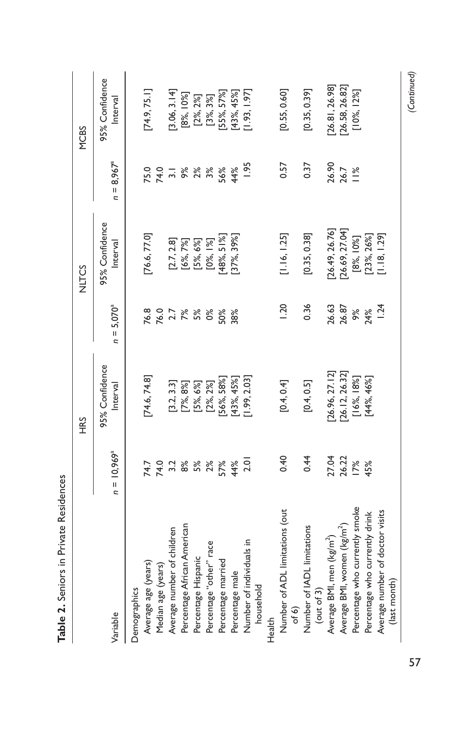**Table 2.** Seniors in Private Residences

| Variable | HRS | | NLTCS | | MCBS | |
|---|---|---|---|---|---|---|
| | $n$ = 10,969[a] | 95% Confidence Interval | $n$ = 5,070[a] | 95% Confidence Interval | $n$ = 8,967[a] | 95% Confidence Interval |
| Demographics | | | | | | |
| Average age (years) | 74.7 | [74.6, 74.8] | 76.8 | [76.6, 77.0] | 75.0 | [74.9, 75.1] |
| Median age (years) | 74.0 | | 76.0 | | 74.0 | |
| Average number of children | 3.2 | [3.2, 3.3] | 2.7 | [2.7, 2.8] | 3.1 | [3.06, 3.14] |
| Percentage African American | 8% | [7%, 8%] | 7% | [6%, 7%] | 9% | [8%, 10%] |
| Percentage Hispanic | 5% | [5%, 6%] | 5% | [5%, 6%] | 2% | [2%, 2%] |
| Percentage "other" race | 2% | [2%, 2%] | 0% | [0%, 1%] | 3% | [3%, 3%] |
| Percentage married | 57% | [56%, 58%] | 50% | [48%, 51%] | 56% | [55%, 57%] |
| Percentage male | 44% | [43%, 45%] | 38% | [37%, 39%] | 44% | [43%, 45%] |
| Number of individuals in household | 2.01 | [1.99, 2.03] | | | 1.95 | [1.93, 1.97] |
| Health | | | | | | |
| Number of ADL limitations (out of 6) | 0.40 | [0.4, 0.4] | 1.20 | [1.16, 1.25] | 0.57 | [0.55, 0.60] |
| Number of IADL limitations (out of 3) | 0.44 | [0.4, 0.5] | 0.36 | [0.35, 0.38] | 0.37 | [0.35, 0.39] |
| Average BMI, men (kg/m$^2$) | 27.04 | [26.96, 27.12] | 26.63 | [26.49, 26.76] | 26.90 | [26.81, 26.98] |
| Average BMI, women (kg/m$^2$) | 26.22 | [26.12, 26.32] | 26.87 | [26.69, 27.04] | 26.7 | [26.58, 26.82] |
| Percentage who currently smoke | 17% | [16%, 18%] | 9% | [8%, 10%] | 11% | [10%, 12%] |
| Percentage who currently drink | 45% | [44%, 46%] | 24% | [23%, 26%] | | |
| Average number of doctor visits (last month) | | | 1.24 | [1.18, 1.29] | | |

*(Continued)*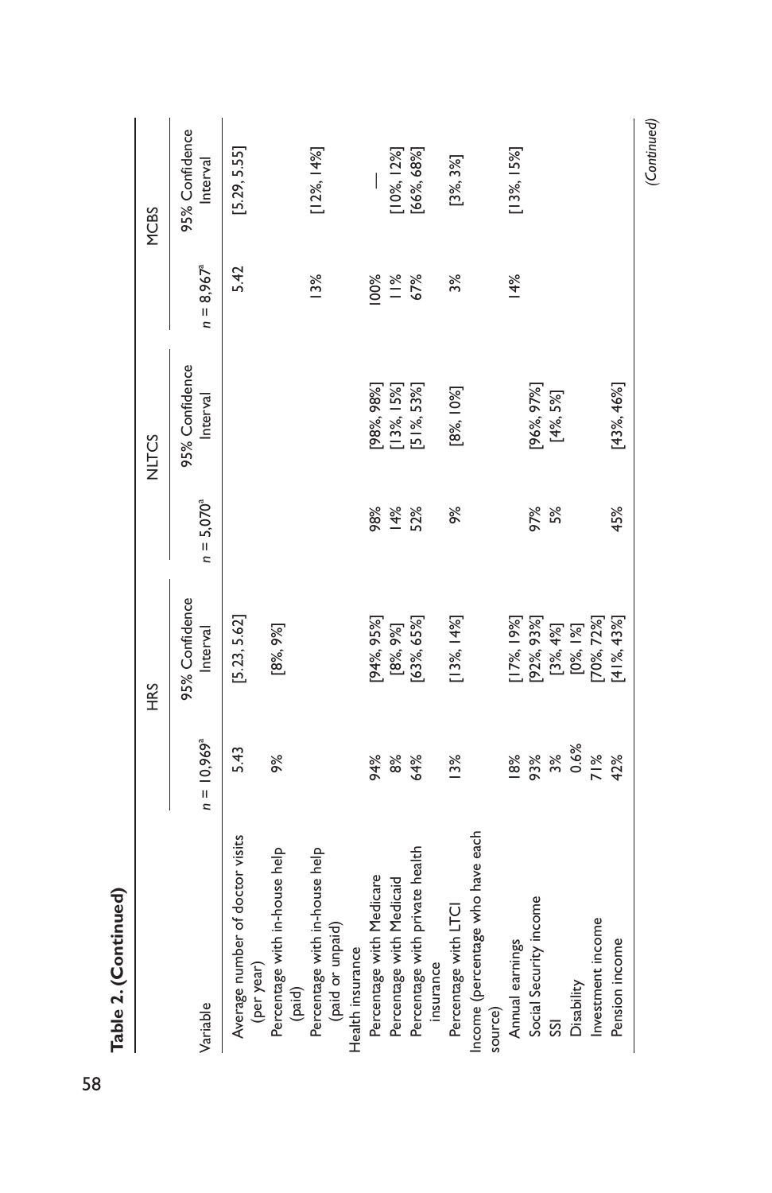**Table 2. (Continued)**

| Variable | HRS | | NLTCS | | MCBS | |
|---|---|---|---|---|---|---|
| | $n$ = 10,969[a] | 95% Confidence Interval | $n$ = 5,070[a] | 95% Confidence Interval | $n$ = 8,967[a] | 95% Confidence Interval |
| Average number of doctor visits (per year) | 5.43 | [5.23, 5.62] | | | 5.42 | [5.29, 5.55] |
| Percentage with in-house help (paid) | 9% | [8%, 9%] | | | | |
| Percentage with in-house help (paid or unpaid) | | | | | 13% | [12%, 14%] |
| Health insurance | | | | | | |
| Percentage with Medicare | 94% | [94%, 95%] | 98% | [98%, 98%] | 100% | — |
| Percentage with Medicaid | 8% | [8%, 9%] | 14% | [13%, 15%] | 11% | [10%, 12%] |
| Percentage with private health insurance | 64% | [63%, 65%] | 52% | [51%, 53%] | 67% | [66%, 68%] |
| Percentage with LTCI | 13% | [13%, 14%] | 9% | [8%, 10%] | 3% | [3%, 3%] |
| Income (percentage who have each source) | | | | | | |
| Annual earnings | 18% | [17%, 19%] | | | 14% | [13%, 15%] |
| Social Security income | 93% | [92%, 93%] | 97% | [96%, 97%] | | |
| SSI | 3% | [3%, 4%] | 5% | [4%, 5%] | | |
| Disability | 0.6% | [0%, 1%] | | | | |
| Investment income | 71% | [70%, 72%] | | | | |
| Pension income | 42% | [41%, 43%] | 45% | [43%, 46%] | | |

*(Continued)*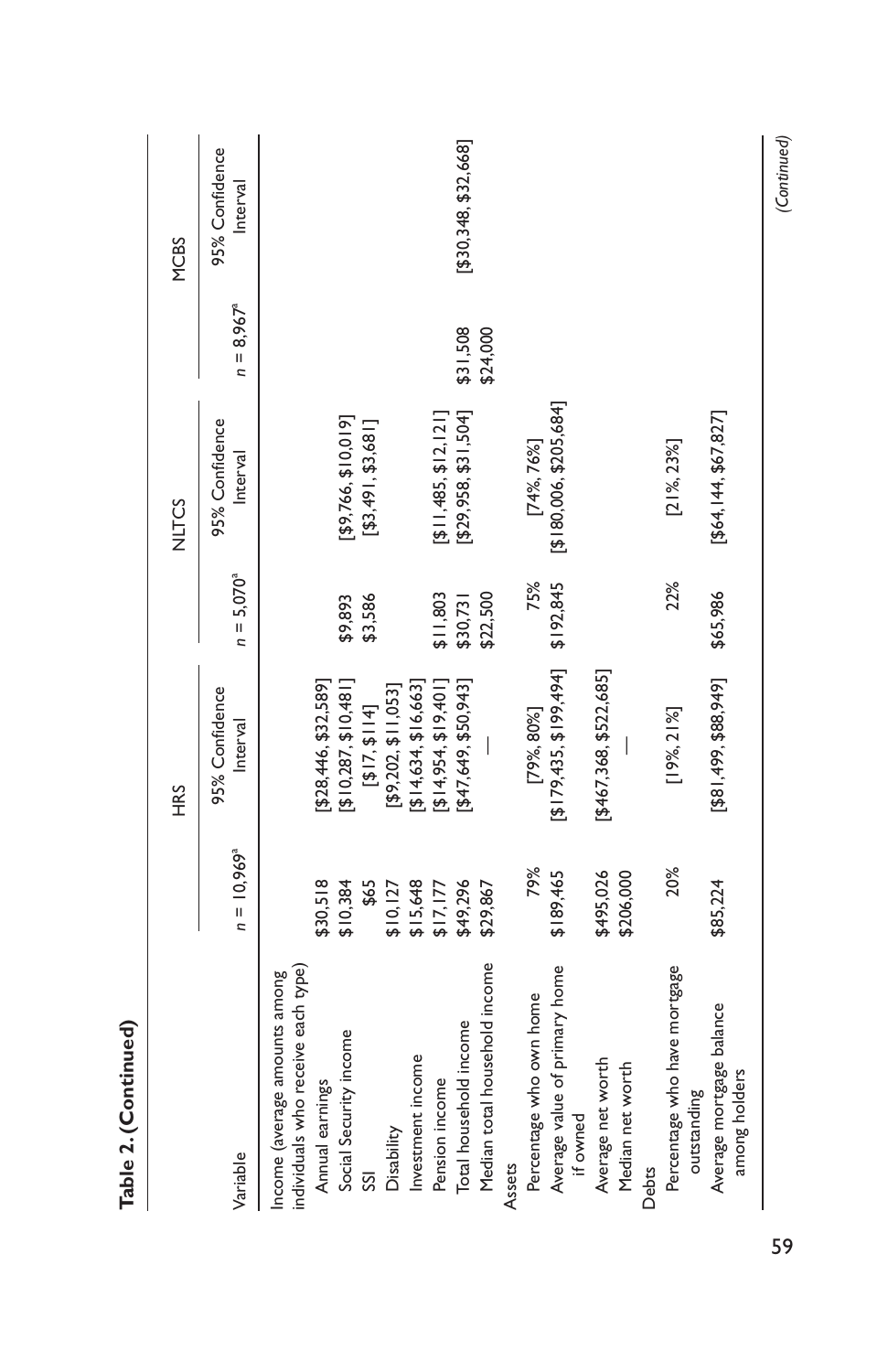**Table 2. (Continued)**

| Variable | HRS | | NLTCS | | MCBS | |
|---|---|---|---|---|---|---|
| | $n$ = 10,969[a] | 95% Confidence Interval | $n$ = 5,070[a] | 95% Confidence Interval | $n$ = 8,967[a] | 95% Confidence Interval |
| Income (average amounts among individuals who receive each type) | | | | | | |
| Annual earnings | $30,518 | [$28,446, $32,589] | | | | |
| Social Security income | $10,384 | [$10,287, $10,481] | $9,893 | [$9,766, $10,019] | | |
| SSI | $65 | [$17, $114] | $3,586 | [$3,491, $3,681] | | |
| Disability | $10,127 | [$9,202, $11,053] | | | | |
| Investment income | $15,648 | [$14,634, $16,663] | | | | |
| Pension income | $17,177 | [$14,954, $19,401] | $11,803 | [$11,485, $12,121] | | |
| Total household income | $49,296 | [$47,649, $50,943] | $30,731 | [$29,958, $31,504] | $31,508 | [$30,348, $32,668] |
| Median total household income | $29,867 | — | $22,500 | | $24,000 | |
| Assets | | | | | | |
| Percentage who own home | 79% | [79%, 80%] | 75% | [74%, 76%] | | |
| Average value of primary home if owned | $189,465 | [$179,435, $199,494] | $192,845 | [$180,006, $205,684] | | |
| Average net worth | $495,026 | [$467,368, $522,685] | | | | |
| Median net worth | $206,000 | — | | | | |
| Debts | | | | | | |
| Percentage who have mortgage outstanding | 20% | [19%, 21%] | 22% | [21%, 23%] | | |
| Average mortgage balance among holders | $85,224 | [$81,499, $88,949] | $65,986 | [$64,144, $67,827] | | |

*(Continued)*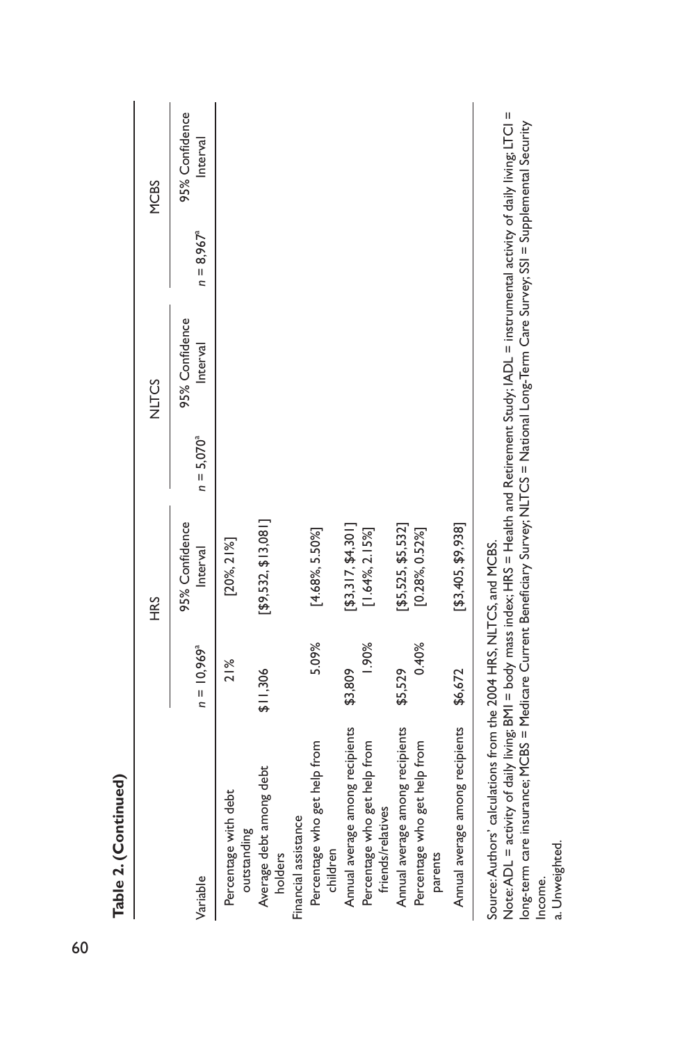**Table 2. (Continued)**

| Variable | HRS | | NLTCS | | MCBS | |
|---|---|---|---|---|---|---|
| | $n$ = 10,969[a] | 95% Confidence Interval | $n$ = 5,070[a] | 95% Confidence Interval | $n$ = 8,967[a] | 95% Confidence Interval |
| Percentage with debt outstanding | 21% | [20%, 21%] | | | | |
| Average debt among debt holders | $11,306 | [$9,532, $13,081] | | | | |
| Financial assistance | | | | | | |
| Percentage who get help from children | 5.09% | [4.68%, 5.50%] | | | | |
| Annual average among recipients | $3,809 | [$3,317, $4,301] | | | | |
| Percentage who get help from friends/relatives | 1.90% | [1.64%, 2.15%] | | | | |
| Annual average among recipients | $5,529 | [$5,525, $5,532] | | | | |
| Percentage who get help from parents | 0.40% | [0.28%, 0.52%] | | | | |
| Annual average among recipients | $6,672 | [$3,405, $9,938] | | | | |

Source: Authors' calculations from the 2004 HRS, NLTCS, and MCBS.

Note: ADL = activity of daily living; BMI = body mass index; HRS = Health and Retirement Study; IADL = instrumental activity of daily living; LTCI = long-term care insurance; MCBS = Medicare Current Beneficiary Survey; NLTCS = National Long-Term Care Survey; SSI = Supplemental Security Income.

a. Unweighted.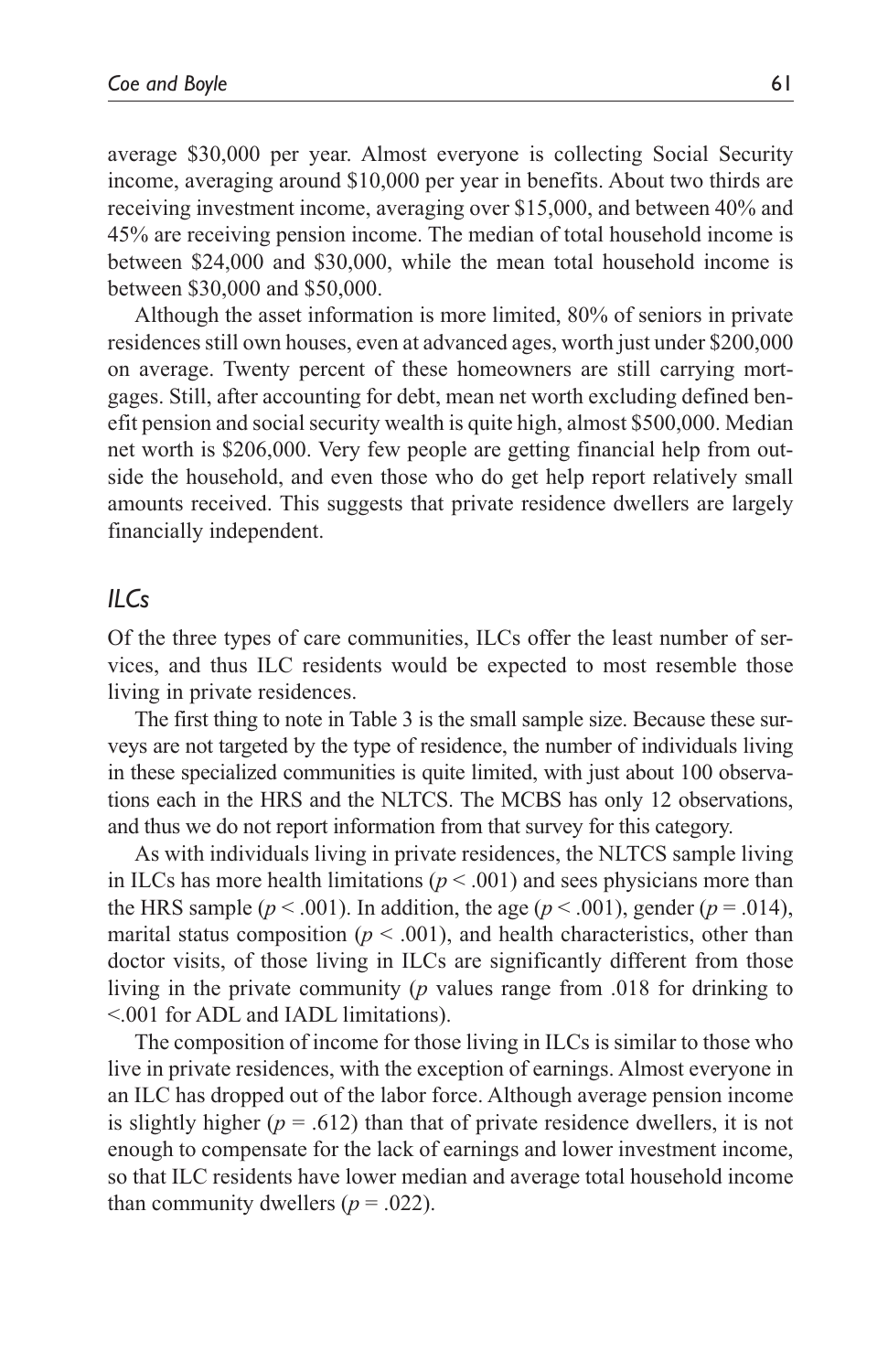average $30,000 per year. Almost everyone is collecting Social Security income, averaging around $10,000 per year in benefits. About two thirds are receiving investment income, averaging over $15,000, and between 40% and 45% are receiving pension income. The median of total household income is between $24,000 and $30,000, while the mean total household income is between $30,000 and $50,000.

Although the asset information is more limited, 80% of seniors in private residences still own houses, even at advanced ages, worth just under $200,000 on average. Twenty percent of these homeowners are still carrying mortgages. Still, after accounting for debt, mean net worth excluding defined benefit pension and social security wealth is quite high, almost $500,000. Median net worth is $206,000. Very few people are getting financial help from outside the household, and even those who do get help report relatively small amounts received. This suggests that private residence dwellers are largely financially independent.

## *ILCs*

Of the three types of care communities, ILCs offer the least number of services, and thus ILC residents would be expected to most resemble those living in private residences.

The first thing to note in Table 3 is the small sample size. Because these surveys are not targeted by the type of residence, the number of individuals living in these specialized communities is quite limited, with just about 100 observations each in the HRS and the NLTCS. The MCBS has only 12 observations, and thus we do not report information from that survey for this category.

As with individuals living in private residences, the NLTCS sample living in ILCs has more health limitations ($p < .001$) and sees physicians more than the HRS sample ($p < .001$). In addition, the age ($p < .001$), gender ($p = .014$), marital status composition ($p < .001$), and health characteristics, other than doctor visits, of those living in ILCs are significantly different from those living in the private community ($p$ values range from .018 for drinking to <.001 for ADL and IADL limitations).

The composition of income for those living in ILCs is similar to those who live in private residences, with the exception of earnings. Almost everyone in an ILC has dropped out of the labor force. Although average pension income is slightly higher ($p = .612$) than that of private residence dwellers, it is not enough to compensate for the lack of earnings and lower investment income, so that ILC residents have lower median and average total household income than community dwellers ($p = .022$).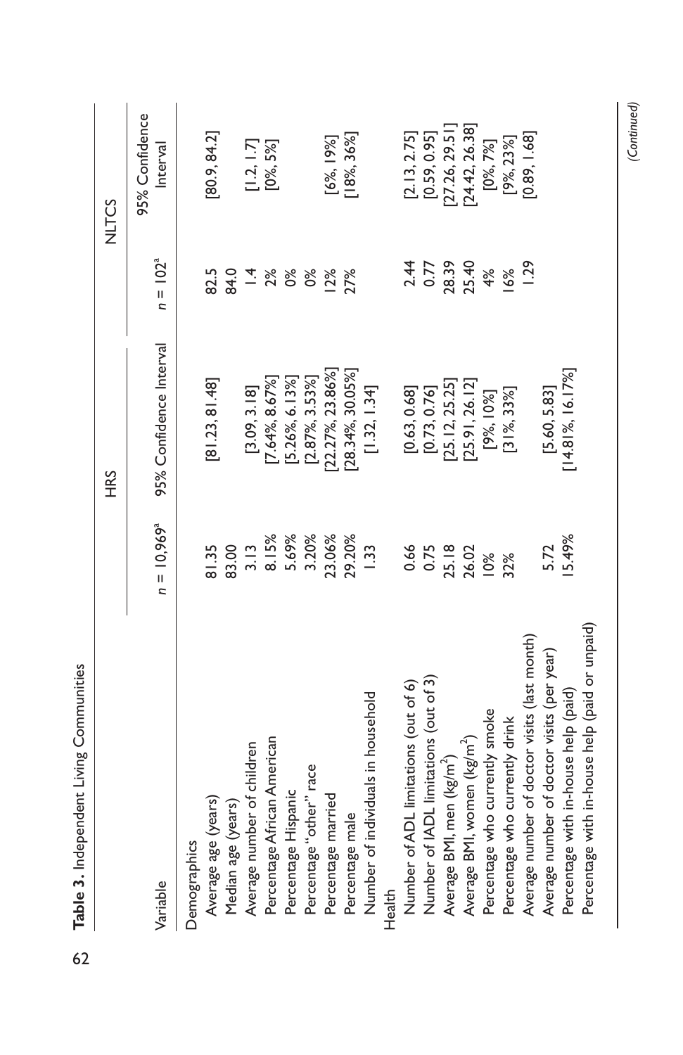**Table 3.** Independent Living Communities

| Variable | HRS | | NLTCS | |
|---|---|---|---|---|
| | $n$ = 10,969[a] | 95% Confidence Interval | $n$ = 102[a] | 95% Confidence Interval |
| Demographics | | | | |
| Average age (years) | 81.35 | [81.23, 81.48] | 82.5 | [80.9, 84.2] |
| Median age (years) | 83.00 | | 84.0 | |
| Average number of children | 3.13 | [3.09, 3.18] | 1.4 | [1.2, 1.7] |
| Percentage African American | 8.15% | [7.64%, 8.67%] | 2% | [0%, 5%] |
| Percentage Hispanic | 5.69% | [5.26%, 6.13%] | 0% | |
| Percentage "other" race | 3.20% | [2.87%, 3.53%] | 0% | |
| Percentage married | 23.06% | [22.27%, 23.86%] | 12% | [6%, 19%] |
| Percentage male | 29.20% | [28.34%, 30.05%] | 27% | [18%, 36%] |
| Number of individuals in household | 1.33 | [1.32, 1.34] | | |
| Health | | | | |
| Number of ADL limitations (out of 6) | 0.66 | [0.63, 0.68] | 2.44 | [2.13, 2.75] |
| Number of IADL limitations (out of 3) | 0.75 | [0.73, 0.76] | 0.77 | [0.59, 0.95] |
| Average BMI, men (kg/m$^2$) | 25.18 | [25.12, 25.25] | 28.39 | [27.26, 29.51] |
| Average BMI, women (kg/m$^2$) | 26.02 | [25.91, 26.12] | 25.40 | [24.42, 26.38] |
| Percentage who currently smoke | 10% | [9%, 10%] | 4% | [0%, 7%] |
| Percentage who currently drink | 32% | [31%, 33%] | 16% | [9%, 23%] |
| Average number of doctor visits (last month) | | | 1.29 | [0.89, 1.68] |
| Average number of doctor visits (per year) | 5.72 | [5.60, 5.83] | | |
| Percentage with in-house help (paid) | 15.49% | [14.81%, 16.17%] | | |
| Percentage with in-house help (paid or unpaid) | | | | |

(Continued)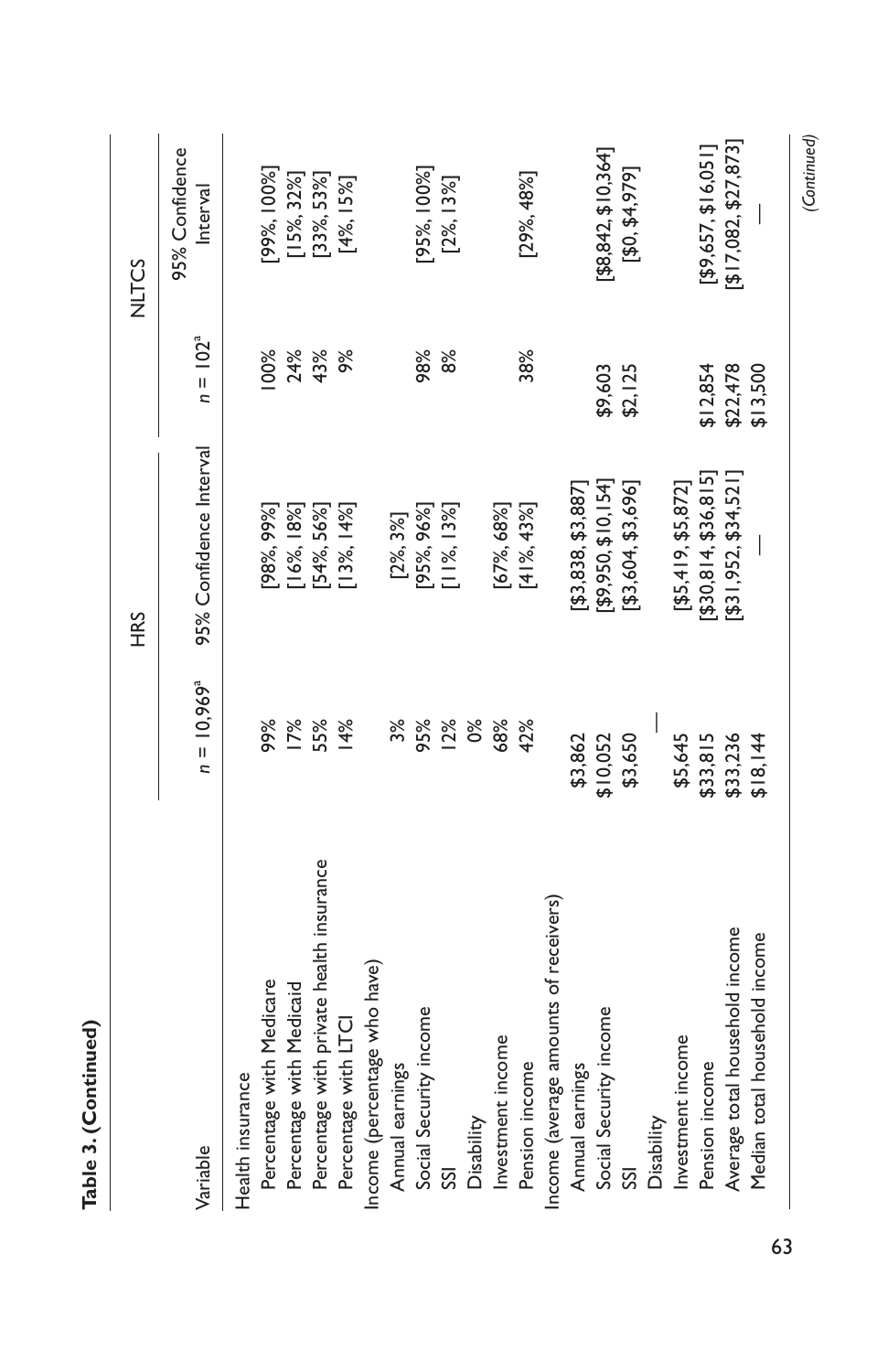**Table 3. (Continued)**

| Variable | HRS | | NLTCS | |
|---|---|---|---|---|
| | $n$ = 10,969[a] | 95% Confidence Interval | $n$ = 102[a] | 95% Confidence Interval |
| Health insurance | | | | |
| Percentage with Medicare | 99% | [98%, 99%] | 100% | [99%, 100%] |
| Percentage with Medicaid | 17% | [16%, 18%] | 24% | [15%, 32%] |
| Percentage with private health insurance | 55% | [54%, 56%] | 43% | [33%, 53%] |
| Percentage with LTCI | 14% | [13%, 14%] | 9% | [4%, 15%] |
| Income (percentage who have) | | | | |
| Annual earnings | 3% | [2%, 3%] | | |
| Social Security income | 95% | [95%, 96%] | 98% | [95%, 100%] |
| SSI | 12% | [11%, 13%] | 8% | [2%, 13%] |
| Disability | 0% | | | |
| Investment income | 68% | [67%, 68%] | | |
| Pension income | 42% | [41%, 43%] | 38% | [29%, 48%] |
| Income (average amounts of receivers) | | | | |
| Annual earnings | $3,862 | [$3,838, $3,887] | | |
| Social Security income | $10,052 | [$9,950, $10,154] | $9,603 | [$8,842, $10,364] |
| SSI | $3,650 | [$3,604, $3,696] | $2,125 | [$0, $4,979] |
| Disability | — | | | |
| Investment income | $5,645 | [$5,419, $5,872] | | |
| Pension income | $33,815 | [$30,814, $36,815] | $12,854 | [$9,657, $16,051] |
| Average total household income | $33,236 | [$31,952, $34,521] | $22,478 | [$17,082, $27,873] |
| Median total household income | $18,144 | — | $13,500 | — |

(Continued)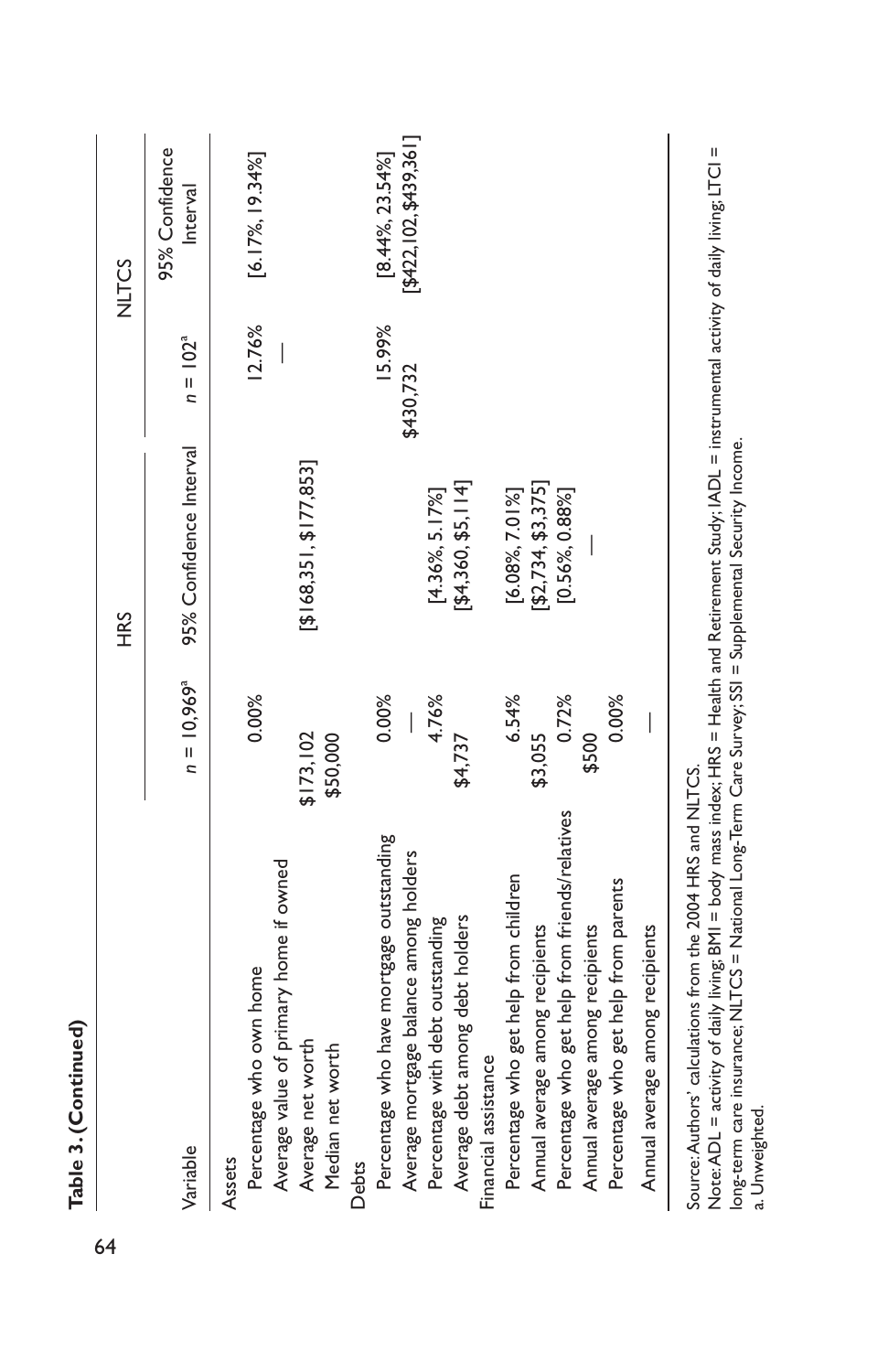**Table 3. (Continued)**

| Variable | HRS | | NLTCS | |
|---|---|---|---|---|
| | $n$ = 10,969[a] | 95% Confidence Interval | $n$ = 102[a] | 95% Confidence Interval |
| Assets | | | | |
| Percentage who own home | 0.00% | | 12.76% | [6.17%, 19.34%] |
| Average value of primary home if owned | | | — | |
| Average net worth | $173,102 | [$168,351, $177,853] | | |
| Median net worth | $50,000 | | | |
| Debts | | | | |
| Percentage who have mortgage outstanding | 0.00% | | 15.99% | [8.44%, 23.54%] |
| Average mortgage balance among holders | — | | $430,732 | [$422,102, $439,361] |
| Percentage with debt outstanding | 4.76% | [4.36%, 5.17%] | | |
| Average debt among debt holders | $4,737 | [$4,360, $5,114] | | |
| Financial assistance | | | | |
| Percentage who get help from children | 6.54% | [6.08%, 7.01%] | | |
| Annual average among recipients | $3,055 | [$2,734, $3,375] | | |
| Percentage who get help from friends/relatives | 0.72% | [0.56%, 0.88%] | | |
| Annual average among recipients | $500 | — | | |
| Percentage who get help from parents | 0.00% | | | |
| Annual average among recipients | — | | | |

Source: Authors' calculations from the 2004 HRS and NLTCS.

Note: ADL = activity of daily living; BMI = body mass index; HRS = Health and Retirement Study; IADL = instrumental activity of daily living; LTCI = long-term care insurance; NLTCS = National Long-Term Care Survey; SSI = Supplemental Security Income.

a. Unweighted.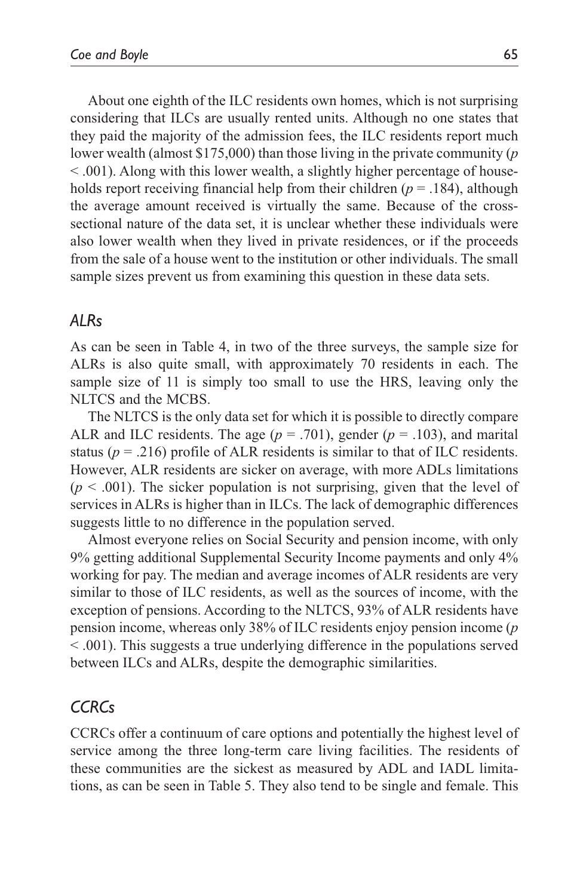About one eighth of the ILC residents own homes, which is not surprising considering that ILCs are usually rented units. Although no one states that they paid the majority of the admission fees, the ILC residents report much lower wealth (almost $175,000) than those living in the private community ($p < .001$). Along with this lower wealth, a slightly higher percentage of households report receiving financial help from their children ($p = .184$), although the average amount received is virtually the same. Because of the cross-sectional nature of the data set, it is unclear whether these individuals were also lower wealth when they lived in private residences, or if the proceeds from the sale of a house went to the institution or other individuals. The small sample sizes prevent us from examining this question in these data sets.

### *ALRs*

As can be seen in Table 4, in two of the three surveys, the sample size for ALRs is also quite small, with approximately 70 residents in each. The sample size of 11 is simply too small to use the HRS, leaving only the NLTCS and the MCBS.

The NLTCS is the only data set for which it is possible to directly compare ALR and ILC residents. The age ($p = .701$), gender ($p = .103$), and marital status ($p = .216$) profile of ALR residents is similar to that of ILC residents. However, ALR residents are sicker on average, with more ADLs limitations ($p < .001$). The sicker population is not surprising, given that the level of services in ALRs is higher than in ILCs. The lack of demographic differences suggests little to no difference in the population served.

Almost everyone relies on Social Security and pension income, with only 9% getting additional Supplemental Security Income payments and only 4% working for pay. The median and average incomes of ALR residents are very similar to those of ILC residents, as well as the sources of income, with the exception of pensions. According to the NLTCS, 93% of ALR residents have pension income, whereas only 38% of ILC residents enjoy pension income ($p < .001$). This suggests a true underlying difference in the populations served between ILCs and ALRs, despite the demographic similarities.

### *CCRCs*

CCRCs offer a continuum of care options and potentially the highest level of service among the three long-term care living facilities. The residents of these communities are the sickest as measured by ADL and IADL limitations, as can be seen in Table 5. They also tend to be single and female. This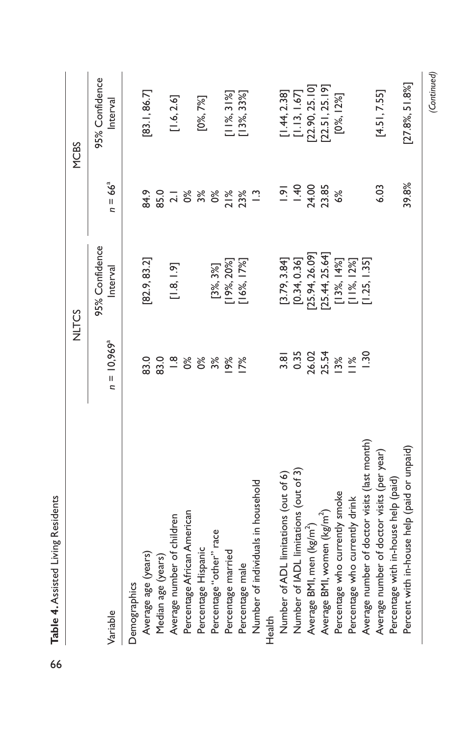**Table 4.** Assisted Living Residents

| Variable | NLTCS | | MCBS | |
|---|---|---|---|---|
| | $n$ = 10,969[a] | 95% Confidence Interval | $n$ = 66[a] | 95% Confidence Interval |
| Demographics | | | | |
| Average age (years) | 83.0 | [82.9, 83.2] | 84.9 | [83.1, 86.7] |
| Median age (years) | 83.0 | | 85.0 | |
| Average number of children | 1.8 | [1.8, 1.9] | 2.1 | [1.6, 2.6] |
| Percentage African American | 0% | | 0% | |
| Percentage Hispanic | 0% | | 3% | [0%, 7%] |
| Percentage "other" race | 3% | [3%, 3%] | 0% | |
| Percentage married | 19% | [19%, 20%] | 21% | [11%, 31%] |
| Percentage male | 17% | [16%, 17%] | 23% | [13%, 33%] |
| Number of individuals in household | | | 1.3 | |
| Health | | | | |
| Number of ADL limitations (out of 6) | 3.81 | [3.79, 3.84] | 1.91 | [1.44, 2.38] |
| Number of IADL limitations (out of 3) | 0.35 | [0.34, 0.36] | 1.40 | [1.13, 1.67] |
| Average BMI, men ($kg/m^2$) | 26.02 | [25.94, 26.09] | 24.00 | [22.90, 25.10] |
| Average BMI, women ($kg/m^2$) | 25.54 | [25.44, 25.64] | 23.85 | [22.51, 25.19] |
| Percentage who currently smoke | 13% | [13%, 14%] | 6% | [0%, 12%] |
| Percentage who currently drink | 11% | [11%, 12%] | | |
| Average number of doctor visits (last month) | 1.30 | [1.25, 1.35] | | |
| Average number of doctor visits (per year) | | | 6.03 | [4.51, 7.55] |
| Percentage with in-house help (paid) | | | | |
| Percent with in-house help (paid or unpaid) | | | 39.8% | [27.8%, 51.8%] |

*(Continued)*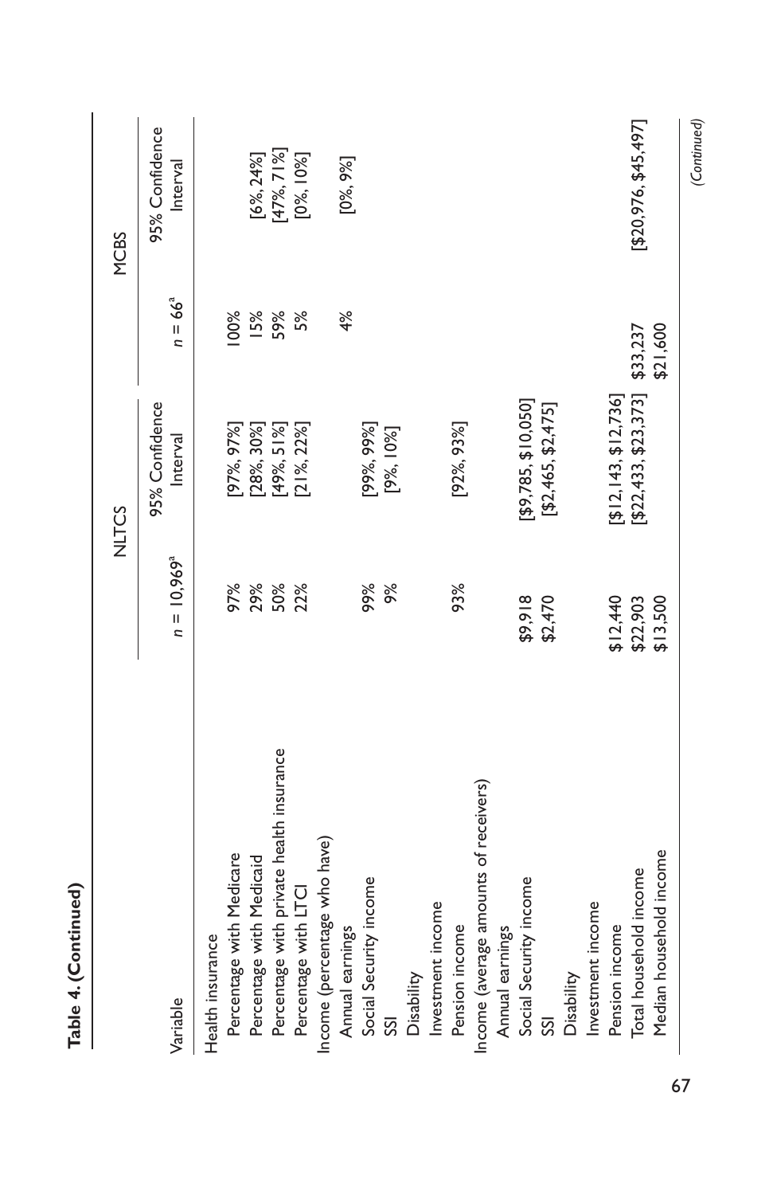**Table 4. (Continued)**

| Variable | NLTCS | | MCBS | |
|---|---|---|---|---|
| | $n$ = 10,969[a] | 95% Confidence Interval | $n$ = 66[a] | 95% Confidence Interval |
| Health insurance | | | | |
| Percentage with Medicare | 97% | [97%, 97%] | 100% | |
| Percentage with Medicaid | 29% | [28%, 30%] | 15% | [6%, 24%] |
| Percentage with private health insurance | 50% | [49%, 51%] | 59% | [47%, 71%] |
| Percentage with LTCI | 22% | [21%, 22%] | 5% | [0%, 10%] |
| Income (percentage who have) | | | | |
| Annual earnings | | | 4% | [0%, 9%] |
| Social Security income | 99% | [99%, 99%] | | |
| SSI | 9% | [9%, 10%] | | |
| Disability | | | | |
| Investment income | | | | |
| Pension income | 93% | [92%, 93%] | | |
| Income (average amounts of receivers) | | | | |
| Annual earnings | | | | |
| Social Security income | $9,918 | [$9,785, $10,050] | | |
| SSI | $2,470 | [$2,465, $2,475] | | |
| Disability | | | | |
| Investment income | | | | |
| Pension income | $12,440 | [$12,143, $12,736] | | |
| Total household income | $22,903 | [$22,433, $23,373] | $33,237 | [$20,976, $45,497] |
| Median household income | $13,500 | | $21,600 | |

*(Continued)*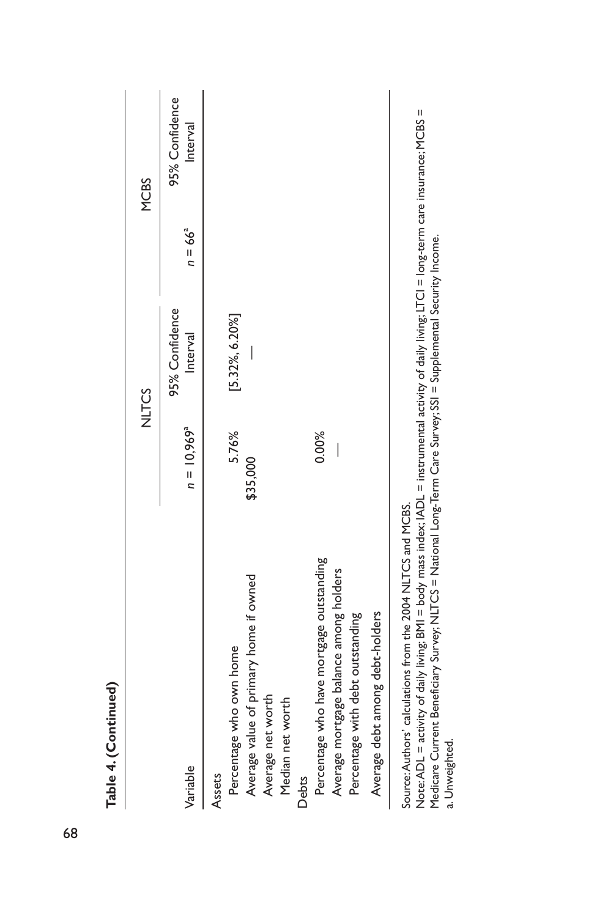**Table 4. (Continued)**

| Variable | NLTCS | | MCBS | |
|---|---|---|---|---|
| | $n$ = 10,969[a] | 95% Confidence Interval | $n$ = 66[a] | 95% Confidence Interval |
| Assets | | | | |
| Percentage who own home | 5.76% | [5.32%, 6.20%] | | |
| Average value of primary home if owned | $35,000 | — | | |
| Average net worth | | | | |
| Median net worth | | | | |
| Debts | | | | |
| Percentage who have mortgage outstanding | 0.00% | | | |
| Average mortgage balance among holders | — | | | |
| Percentage with debt outstanding | | | | |
| Average debt among debt-holders | | | | |

Source: Authors' calculations from the 2004 NLTCS and MCBS.

Note: ADL = activity of daily living; BMI = body mass index; IADL = instrumental activity of daily living; LTCI = long-term care insurance; MCBS = Medicare Current Beneficiary Survey; NLTCS = National Long-Term Care Survey; SSI = Supplemental Security Income.

a. Unweighted.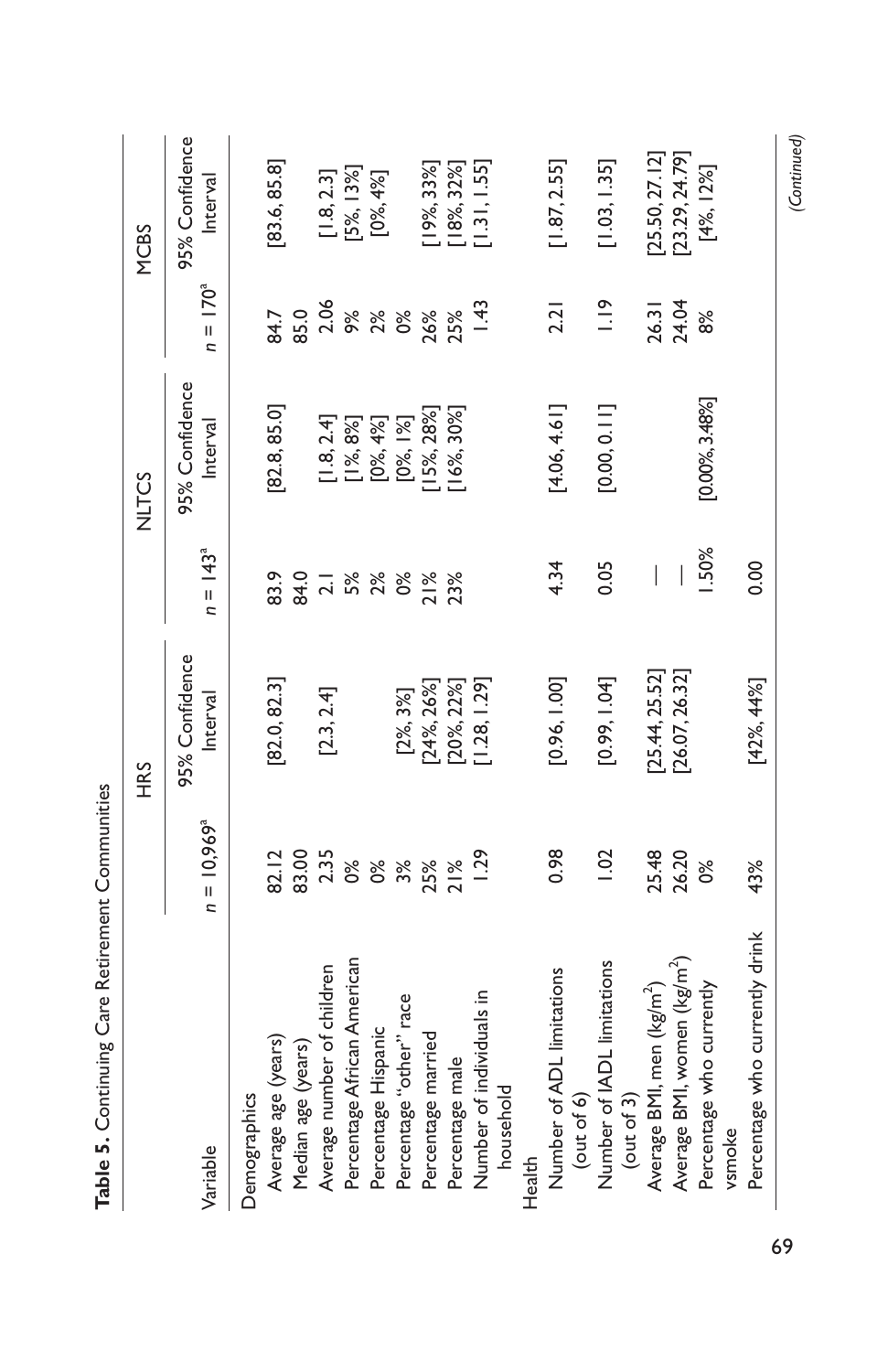**Table 5.** Continuing Care Retirement Communities

| Variable | HRS | | NLTCS | | MCBS | |
|---|---|---|---|---|---|---|
| | $n$ = 10,969[a] | 95% Confidence Interval | $n$ = 143[a] | 95% Confidence Interval | $n$ = 170[a] | 95% Confidence Interval |
| Demographics | | | | | | |
| Average age (years) | 82.12 | [82.0, 82.3] | 83.9 | [82.8, 85.0] | 84.7 | [83.6, 85.8] |
| Median age (years) | 83.00 | | 84.0 | | 85.0 | |
| Average number of children | 2.35 | [2.3, 2.4] | 2.1 | [1.8, 2.4] | 2.06 | [1.8, 2.3] |
| Percentage African American | 0% | | 5% | [1%, 8%] | 9% | [5%, 13%] |
| Percentage Hispanic | 0% | | 2% | [0%, 4%] | 2% | [0%, 4%] |
| Percentage "other" race | 3% | [2%, 3%] | 0% | [0%, 1%] | 0% | |
| Percentage married | 25% | [24%, 26%] | 21% | [15%, 28%] | 26% | [19%, 33%] |
| Percentage male | 21% | [20%, 22%] | 23% | [16%, 30%] | 25% | [18%, 32%] |
| Number of individuals in household | 1.29 | [1.28, 1.29] | | | 1.43 | [1.31, 1.55] |
| Health | | | | | | |
| Number of ADL limitations (out of 6) | 0.98 | [0.96, 1.00] | 4.34 | [4.06, 4.61] | 2.21 | [1.87, 2.55] |
| Number of IADL limitations (out of 3) | 1.02 | [0.99, 1.04] | 0.05 | [0.00, 0.11] | 1.19 | [1.03, 1.35] |
| Average BMI, men (kg/m$^2$) | 25.48 | [25.44, 25.52] | — | | 26.31 | [25.50, 27.12] |
| Average BMI, women (kg/m$^2$) | 26.20 | [26.07, 26.32] | — | | 24.04 | [23.29, 24.79] |
| Percentage who currently vsmoke | 0% | | 1.50% | [0.00%, 3.48%] | 8% | [4%, 12%] |
| Percentage who currently drink | 43% | [42%, 44%] | 0.00 | | | |

*(Continued)*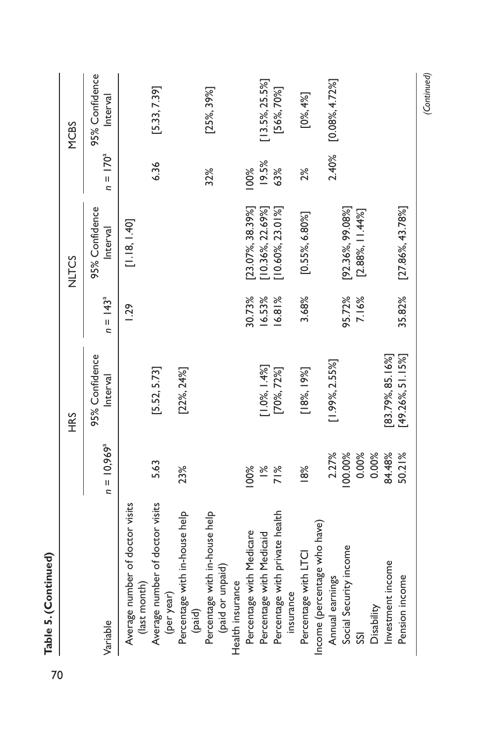**Table 5. (Continued)**

| Variable | HRS | | NLTCS | | MCBS | |
|---|---|---|---|---|---|---|
| | $n$ = 10,969[a] | 95% Confidence Interval | $n$ = 143[a] | 95% Confidence Interval | $n$ = 170[a] | 95% Confidence Interval |
| Average number of doctor visits (last month) | | | 1.29 | [1.18, 1.40] | | |
| Average number of doctor visits (per year) | 5.63 | [5.52, 5.73] | | | 6.36 | [5.33, 7.39] |
| Percentage with in-house help (paid) | 23% | [22%, 24%] | | | | |
| Percentage with in-house help (paid or unpaid) | | | | | 32% | [25%, 39%] |
| Health insurance | | | | | | |
| Percentage with Medicare | 100% | | 30.73% | [23.07%, 38.39%] | 100% | |
| Percentage with Medicaid | 1% | [1.0%, 1.4%] | 16.53% | [10.36%, 22.69%] | 19.5% | [13.5%, 25.5%] |
| Percentage with private health insurance | 71% | [70%, 72%] | 16.81% | [10.60%, 23.01%] | 63% | [56%, 70%] |
| Percentage with LTCI | 18% | [18%, 19%] | 3.68% | [0.55%, 6.80%] | 2% | [0%, 4%] |
| Income (percentage who have) | | | | | | |
| Annual earnings | 2.27% | [1.99%, 2.55%] | | | 2.40% | [0.08%, 4.72%] |
| Social Security income | 100.00% | | 95.72% | [92.36%, 99.08%] | | |
| SSI | 0.00% | | 7.16% | [2.88%, 11.44%] | | |
| Disability | 0.00% | | | | | |
| Investment income | 84.48% | [83.79%, 85.16%] | | | | |
| Pension income | 50.21% | [49.26%, 51.15%] | 35.82% | [27.86%, 43.78%] | | |

*(Continued)*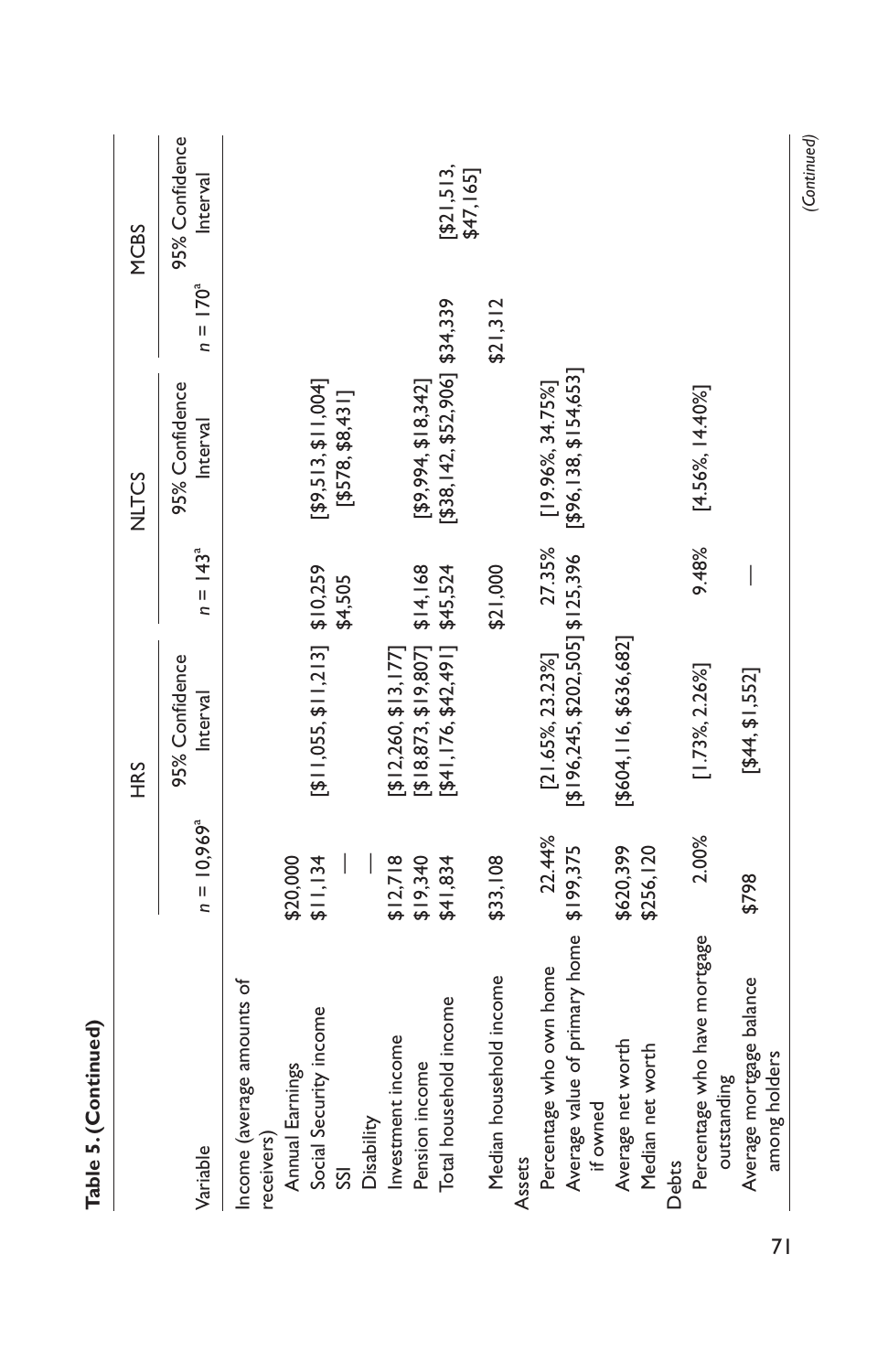**Table 5. (Continued)**

| Variable | HRS | | NLTCS | | MCBS | |
|---|---|---|---|---|---|---|
| | $n$ = 10,969[a] | 95% Confidence Interval | $n$ = 143[a] | 95% Confidence Interval | $n$ = 170[a] | 95% Confidence Interval |
| Income (average amounts of receivers) | | | | | | |
| Annual Earnings | $20,000 | | | | | |
| Social Security income | $11,134 | [$11,055, $11,213] | $10,259 | [$9,513, $11,004] | | |
| SSI | — | | $4,505 | [$578, $8,431] | | |
| Disability | — | | | | | |
| Investment income | $12,718 | [$12,260, $13,177] | | | | |
| Pension income | $19,340 | [$18,873, $19,807] | $14,168 | [$9,994, $18,342] | | |
| Total household income | $41,834 | [$41,176, $42,491] | $45,524 | [$38,142, $52,906] | $34,339 | [$21,513, $47,165] |
| Median household income | $33,108 | | $21,000 | | $21,312 | |
| Assets | | | | | | |
| Percentage who own home | 22.44% | [21.65%, 23.23%] | 27.35% | [19.96%, 34.75%] | | |
| Average value of primary home if owned | $199,375 | [$196,245, $202,505] | $125,396 | [$96,138, $154,653] | | |
| Average net worth | $620,399 | [$604,116, $636,682] | | | | |
| Median net worth | $256,120 | | | | | |
| Debts | | | | | | |
| Percentage who have mortgage outstanding | 2.00% | [1.73%, 2.26%] | 9.48% | [4.56%, 14.40%] | | |
| Average mortgage balance among holders | $798 | [$44, $1,552] | — | | | |

*(Continued)*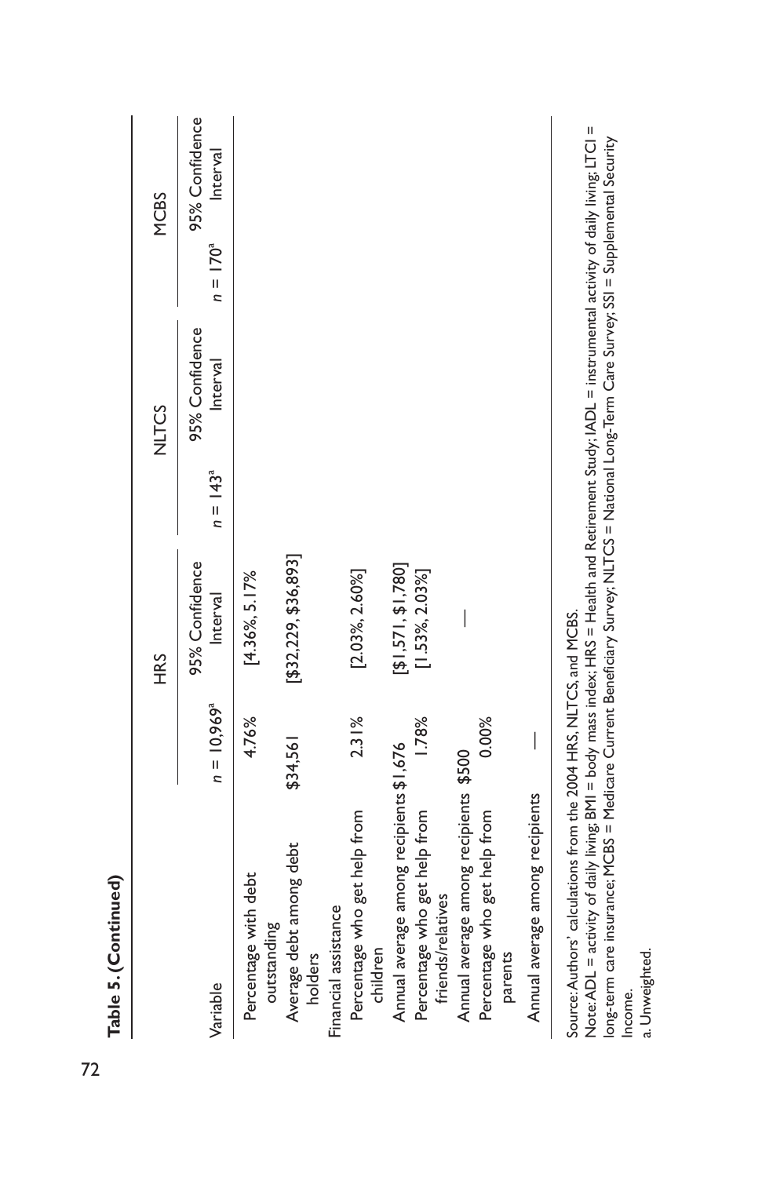**Table 5. (Continued)**

| Variable | HRS | | NLTCS | | MCBS | |
|---|---|---|---|---|---|---|
| | $n$ = 10,969[a] | 95% Confidence Interval | $n$ = 143[a] | 95% Confidence Interval | $n$ = 170[a] | 95% Confidence Interval |
| Percentage with debt outstanding | 4.76% | [4.36%, 5.17%] | | | | |
| Average debt among debt holders | $34,561 | [$32,229, $36,893] | | | | |
| Financial assistance | | | | | | |
| Percentage who get help from children | 2.31% | [2.03%, 2.60%] | | | | |
| Annual average among recipients | $1,676 | [$1,571, $1,780] | | | | |
| Percentage who get help from friends/relatives | 1.78% | [1.53%, 2.03%] | | | | |
| Annual average among recipients | $500 | — | | | | |
| Percentage who get help from parents | 0.00% | | | | | |
| Annual average among recipients | — | | | | | |

Source: Authors' calculations from the 2004 HRS, NLTCS, and MCBS.

Note: ADL = activity of daily living; BMI = body mass index; HRS = Health and Retirement Study; IADL = instrumental activity of daily living; LTCI = long-term care insurance; MCBS = Medicare Current Beneficiary Survey; NLTCS = National Long-Term Care Survey; SSI = Supplemental Security Income.

a. Unweighted.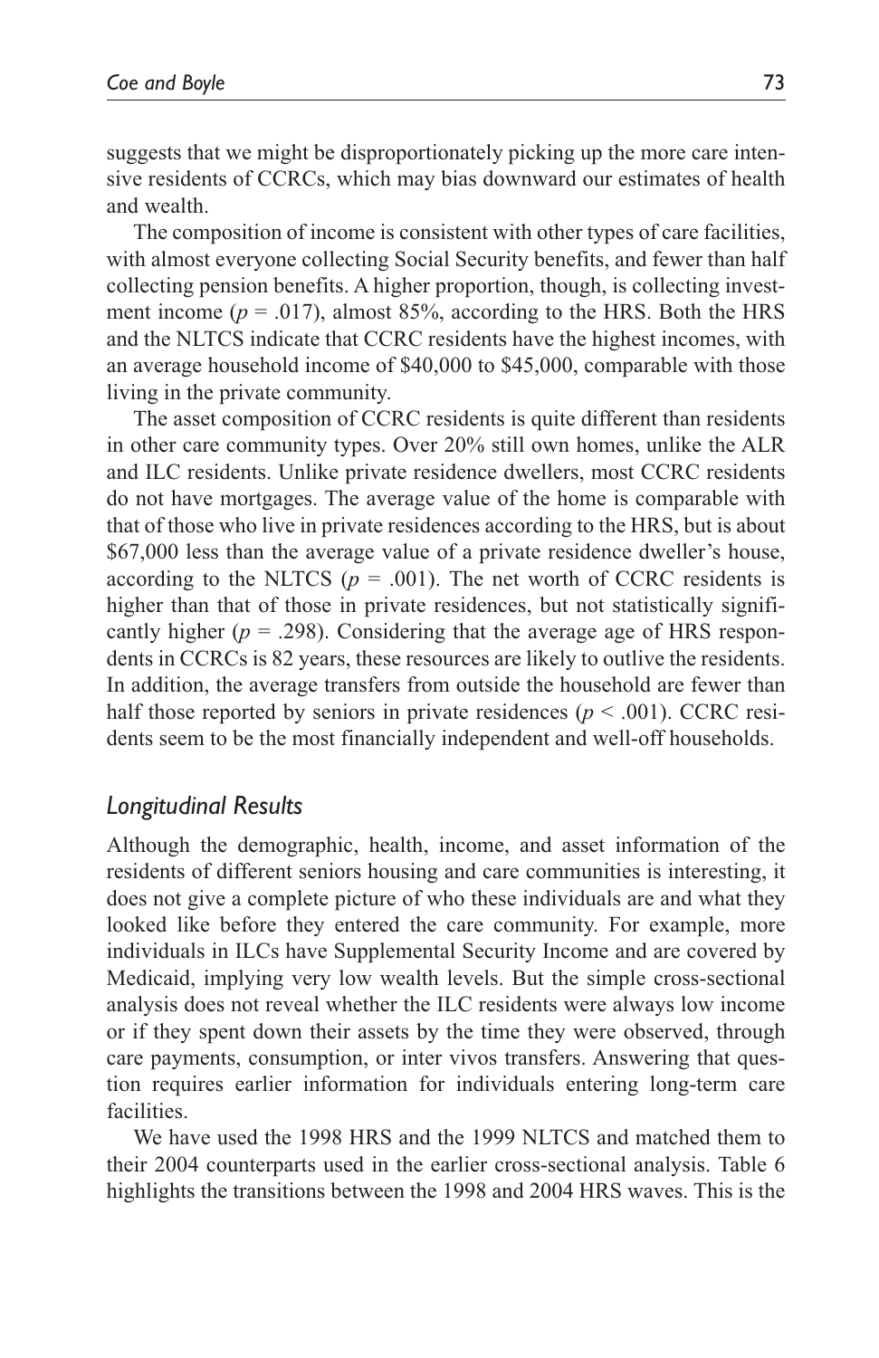suggests that we might be disproportionately picking up the more care intensive residents of CCRCs, which may bias downward our estimates of health and wealth.

The composition of income is consistent with other types of care facilities, with almost everyone collecting Social Security benefits, and fewer than half collecting pension benefits. A higher proportion, though, is collecting investment income ($p = .017$), almost 85%, according to the HRS. Both the HRS and the NLTCS indicate that CCRC residents have the highest incomes, with an average household income of $40,000 to $45,000, comparable with those living in the private community.

The asset composition of CCRC residents is quite different than residents in other care community types. Over 20% still own homes, unlike the ALR and ILC residents. Unlike private residence dwellers, most CCRC residents do not have mortgages. The average value of the home is comparable with that of those who live in private residences according to the HRS, but is about $67,000 less than the average value of a private residence dweller's house, according to the NLTCS ($p = .001$). The net worth of CCRC residents is higher than that of those in private residences, but not statistically significantly higher ($p = .298$). Considering that the average age of HRS respondents in CCRCs is 82 years, these resources are likely to outlive the residents. In addition, the average transfers from outside the household are fewer than half those reported by seniors in private residences ($p < .001$). CCRC residents seem to be the most financially independent and well-off households.

## *Longitudinal Results*

Although the demographic, health, income, and asset information of the residents of different seniors housing and care communities is interesting, it does not give a complete picture of who these individuals are and what they looked like before they entered the care community. For example, more individuals in ILCs have Supplemental Security Income and are covered by Medicaid, implying very low wealth levels. But the simple cross-sectional analysis does not reveal whether the ILC residents were always low income or if they spent down their assets by the time they were observed, through care payments, consumption, or inter vivos transfers. Answering that question requires earlier information for individuals entering long-term care facilities.

We have used the 1998 HRS and the 1999 NLTCS and matched them to their 2004 counterparts used in the earlier cross-sectional analysis. Table 6 highlights the transitions between the 1998 and 2004 HRS waves. This is the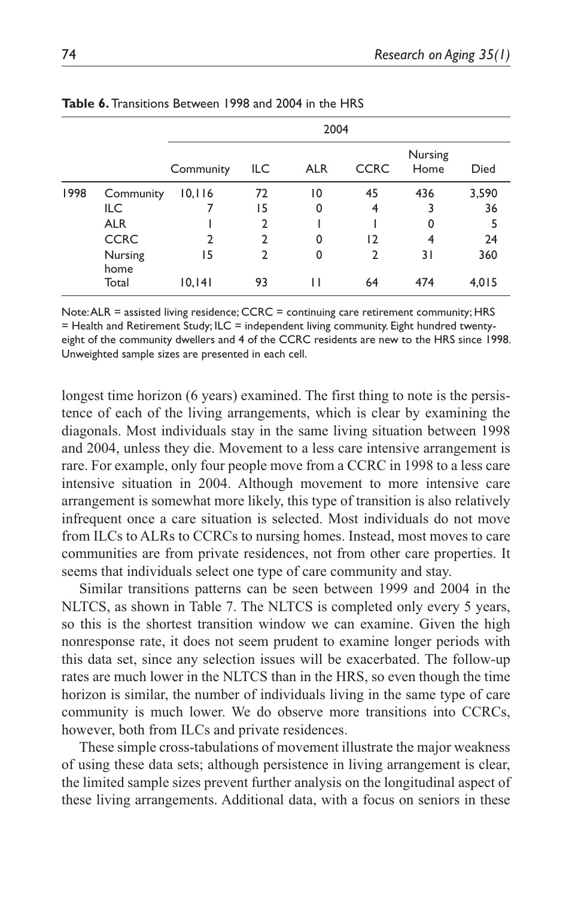**Table 6.** Transitions Between 1998 and 2004 in the HRS

| | | 2004 | | | | | |
|---|---|---|---|---|---|---|---|
| | | Community | ILC | ALR | CCRC | Nursing Home | Died |
| 1998 | Community | 10,116 | 72 | 10 | 45 | 436 | 3,590 |
| | ILC | 7 | 15 | 0 | 4 | 3 | 36 |
| | ALR | 1 | 2 | 1 | 1 | 0 | 5 |
| | CCRC | 2 | 2 | 0 | 12 | 4 | 24 |
| | Nursing home | 15 | 2 | 0 | 2 | 31 | 360 |
| | Total | 10,141 | 93 | 11 | 64 | 474 | 4,015 |

Note: ALR = assisted living residence; CCRC = continuing care retirement community; HRS = Health and Retirement Study; ILC = independent living community. Eight hundred twenty-eight of the community dwellers and 4 of the CCRC residents are new to the HRS since 1998. Unweighted sample sizes are presented in each cell.

longest time horizon (6 years) examined. The first thing to note is the persistence of each of the living arrangements, which is clear by examining the diagonals. Most individuals stay in the same living situation between 1998 and 2004, unless they die. Movement to a less care intensive arrangement is rare. For example, only four people move from a CCRC in 1998 to a less care intensive situation in 2004. Although movement to more intensive care arrangement is somewhat more likely, this type of transition is also relatively infrequent once a care situation is selected. Most individuals do not move from ILCs to ALRs to CCRCs to nursing homes. Instead, most moves to care communities are from private residences, not from other care properties. It seems that individuals select one type of care community and stay.

Similar transitions patterns can be seen between 1999 and 2004 in the NLTCS, as shown in Table 7. The NLTCS is completed only every 5 years, so this is the shortest transition window we can examine. Given the high nonresponse rate, it does not seem prudent to examine longer periods with this data set, since any selection issues will be exacerbated. The follow-up rates are much lower in the NLTCS than in the HRS, so even though the time horizon is similar, the number of individuals living in the same type of care community is much lower. We do observe more transitions into CCRCs, however, both from ILCs and private residences.

These simple cross-tabulations of movement illustrate the major weakness of using these data sets; although persistence in living arrangement is clear, the limited sample sizes prevent further analysis on the longitudinal aspect of these living arrangements. Additional data, with a focus on seniors in these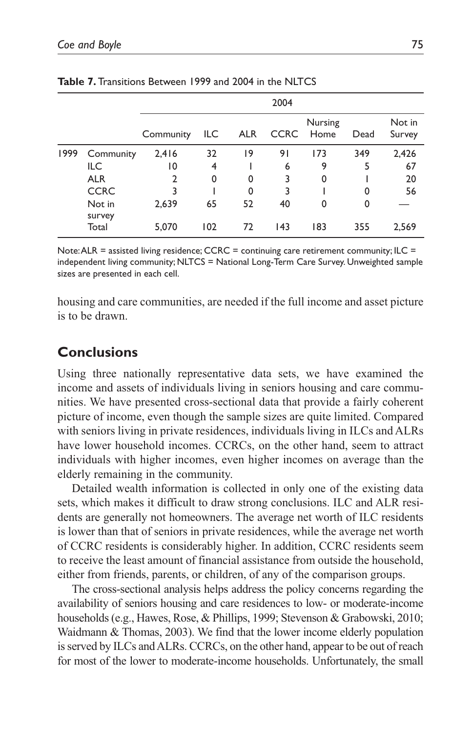**Table 7.** Transitions Between 1999 and 2004 in the NLTCS

| | | 2004 | | | | | | |
|---|---|---|---|---|---|---|---|---|
| | | Community | ILC | ALR | CCRC | Nursing Home | Dead | Not in Survey |
| 1999 | Community | 2,416 | 32 | 19 | 91 | 173 | 349 | 2,426 |
| | ILC | 10 | 4 | 1 | 6 | 9 | 5 | 67 |
| | ALR | 2 | 0 | 0 | 3 | 0 | 1 | 20 |
| | CCRC | 3 | 1 | 0 | 3 | 1 | 0 | 56 |
| | Not in survey | 2,639 | 65 | 52 | 40 | 0 | 0 | — |
| | Total | 5,070 | 102 | 72 | 143 | 183 | 355 | 2,569 |

Note: ALR = assisted living residence; CCRC = continuing care retirement community; ILC = independent living community; NLTCS = National Long-Term Care Survey. Unweighted sample sizes are presented in each cell.

housing and care communities, are needed if the full income and asset picture is to be drawn.

## Conclusions

Using three nationally representative data sets, we have examined the income and assets of individuals living in seniors housing and care communities. We have presented cross-sectional data that provide a fairly coherent picture of income, even though the sample sizes are quite limited. Compared with seniors living in private residences, individuals living in ILCs and ALRs have lower household incomes. CCRCs, on the other hand, seem to attract individuals with higher incomes, even higher incomes on average than the elderly remaining in the community.

Detailed wealth information is collected in only one of the existing data sets, which makes it difficult to draw strong conclusions. ILC and ALR residents are generally not homeowners. The average net worth of ILC residents is lower than that of seniors in private residences, while the average net worth of CCRC residents is considerably higher. In addition, CCRC residents seem to receive the least amount of financial assistance from outside the household, either from friends, parents, or children, of any of the comparison groups.

The cross-sectional analysis helps address the policy concerns regarding the availability of seniors housing and care residences to low- or moderate-income households (e.g., Hawes, Rose, & Phillips, 1999; Stevenson & Grabowski, 2010; Waidmann & Thomas, 2003). We find that the lower income elderly population is served by ILCs and ALRs. CCRCs, on the other hand, appear to be out of reach for most of the lower to moderate-income households. Unfortunately, the small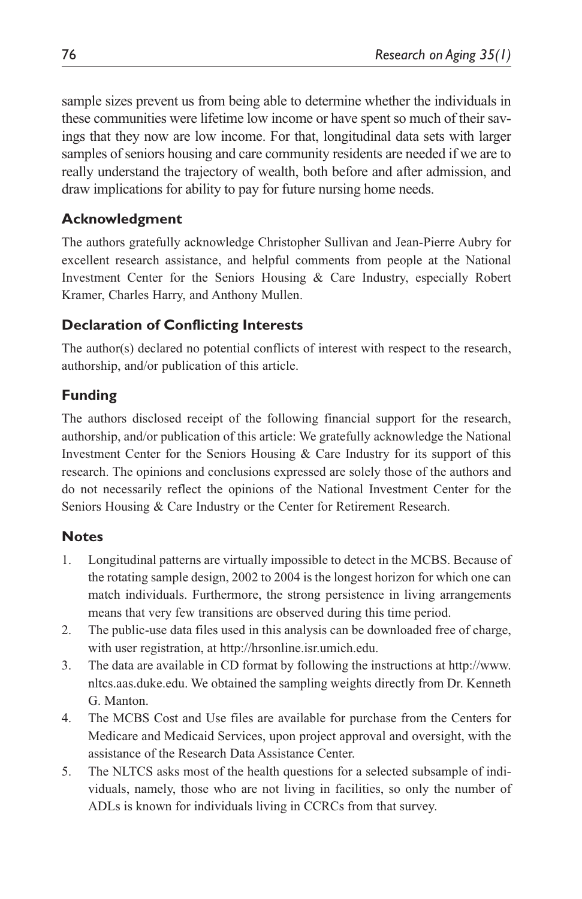sample sizes prevent us from being able to determine whether the individuals in these communities were lifetime low income or have spent so much of their savings that they now are low income. For that, longitudinal data sets with larger samples of seniors housing and care community residents are needed if we are to really understand the trajectory of wealth, both before and after admission, and draw implications for ability to pay for future nursing home needs.

### Acknowledgment

The authors gratefully acknowledge Christopher Sullivan and Jean-Pierre Aubry for excellent research assistance, and helpful comments from people at the National Investment Center for the Seniors Housing & Care Industry, especially Robert Kramer, Charles Harry, and Anthony Mullen.

### Declaration of Conflicting Interests

The author(s) declared no potential conflicts of interest with respect to the research, authorship, and/or publication of this article.

### Funding

The authors disclosed receipt of the following financial support for the research, authorship, and/or publication of this article: We gratefully acknowledge the National Investment Center for the Seniors Housing & Care Industry for its support of this research. The opinions and conclusions expressed are solely those of the authors and do not necessarily reflect the opinions of the National Investment Center for the Seniors Housing & Care Industry or the Center for Retirement Research.

### Notes

1. Longitudinal patterns are virtually impossible to detect in the MCBS. Because of the rotating sample design, 2002 to 2004 is the longest horizon for which one can match individuals. Furthermore, the strong persistence in living arrangements means that very few transitions are observed during this time period.
2. The public-use data files used in this analysis can be downloaded free of charge, with user registration, at http://hrsonline.isr.umich.edu.
3. The data are available in CD format by following the instructions at http://www.nltcs.aas.duke.edu. We obtained the sampling weights directly from Dr. Kenneth G. Manton.
4. The MCBS Cost and Use files are available for purchase from the Centers for Medicare and Medicaid Services, upon project approval and oversight, with the assistance of the Research Data Assistance Center.
5. The NLTCS asks most of the health questions for a selected subsample of individuals, namely, those who are not living in facilities, so only the number of ADLs is known for individuals living in CCRCs from that survey.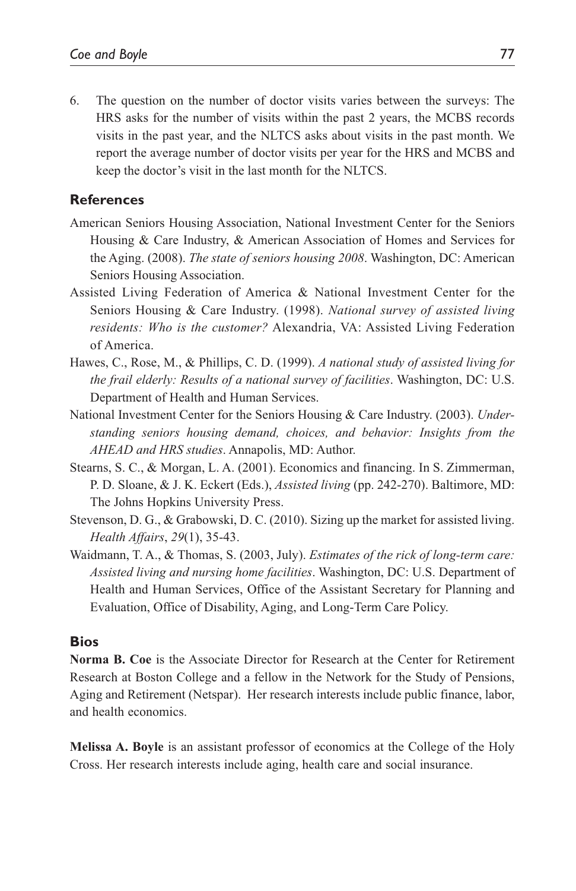6. The question on the number of doctor visits varies between the surveys: The HRS asks for the number of visits within the past 2 years, the MCBS records visits in the past year, and the NLTCS asks about visits in the past month. We report the average number of doctor visits per year for the HRS and MCBS and keep the doctor's visit in the last month for the NLTCS.

## References

American Seniors Housing Association, National Investment Center for the Seniors Housing & Care Industry, & American Association of Homes and Services for the Aging. (2008). *The state of seniors housing 2008*. Washington, DC: American Seniors Housing Association.

Assisted Living Federation of America & National Investment Center for the Seniors Housing & Care Industry. (1998). *National survey of assisted living residents: Who is the customer?* Alexandria, VA: Assisted Living Federation of America.

Hawes, C., Rose, M., & Phillips, C. D. (1999). *A national study of assisted living for the frail elderly: Results of a national survey of facilities*. Washington, DC: U.S. Department of Health and Human Services.

National Investment Center for the Seniors Housing & Care Industry. (2003). *Understanding seniors housing demand, choices, and behavior: Insights from the AHEAD and HRS studies*. Annapolis, MD: Author.

Stearns, S. C., & Morgan, L. A. (2001). Economics and financing. In S. Zimmerman, P. D. Sloane, & J. K. Eckert (Eds.), *Assisted living* (pp. 242-270). Baltimore, MD: The Johns Hopkins University Press.

Stevenson, D. G., & Grabowski, D. C. (2010). Sizing up the market for assisted living. *Health Affairs*, *29*(1), 35-43.

Waidmann, T. A., & Thomas, S. (2003, July). *Estimates of the rick of long-term care: Assisted living and nursing home facilities*. Washington, DC: U.S. Department of Health and Human Services, Office of the Assistant Secretary for Planning and Evaluation, Office of Disability, Aging, and Long-Term Care Policy.

## Bios

**Norma B. Coe** is the Associate Director for Research at the Center for Retirement Research at Boston College and a fellow in the Network for the Study of Pensions, Aging and Retirement (Netspar). Her research interests include public finance, labor, and health economics.

**Melissa A. Boyle** is an assistant professor of economics at the College of the Holy Cross. Her research interests include aging, health care and social insurance.